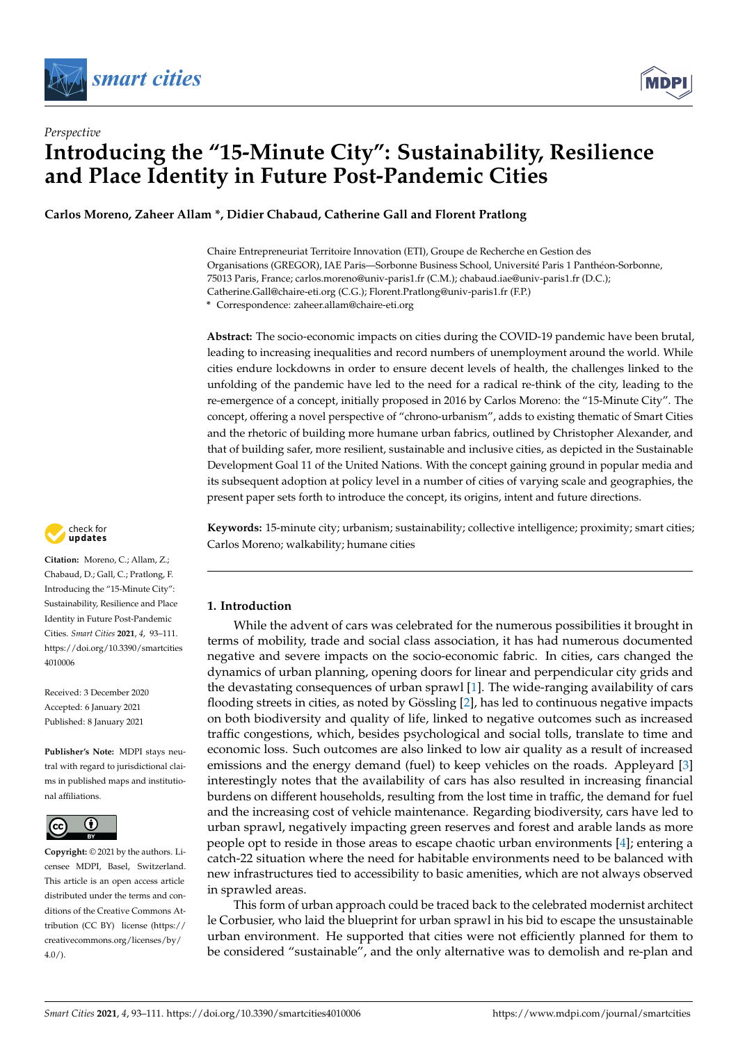*Perspective*

# Introducing the "15-Minute City": Sustainability, Resilience and Place Identity in Future Post-Pandemic Cities

**Carlos Moreno, Zaheer Allam \*, Didier Chabaud, Catherine Gall and Florent Pratlong**

Chaire Entrepreneuriat Territoire Innovation (ETI), Groupe de Recherche en Gestion des Organisations (GREGOR), IAE Paris—Sorbonne Business School, Université Paris 1 Panthéon-Sorbonne, 75013 Paris, France; carlos.moreno@univ-paris1.fr (C.M.); chabaud.iae@univ-paris1.fr (D.C.); Catherine.Gall@chaire-eti.org (C.G.); Florent.Pratlong@univ-paris1.fr (F.P.)
\* Correspondence: zaheer.allam@chaire-eti.org

**Abstract:** The socio-economic impacts on cities during the COVID-19 pandemic have been brutal, leading to increasing inequalities and record numbers of unemployment around the world. While cities endure lockdowns in order to ensure decent levels of health, the challenges linked to the unfolding of the pandemic have led to the need for a radical re-think of the city, leading to the re-emergence of a concept, initially proposed in 2016 by Carlos Moreno: the "15-Minute City". The concept, offering a novel perspective of "chrono-urbanism", adds to existing thematic of Smart Cities and the rhetoric of building more humane urban fabrics, outlined by Christopher Alexander, and that of building safer, more resilient, sustainable and inclusive cities, as depicted in the Sustainable Development Goal 11 of the United Nations. With the concept gaining ground in popular media and its subsequent adoption at policy level in a number of cities of varying scale and geographies, the present paper sets forth to introduce the concept, its origins, intent and future directions.

**Keywords:** 15-minute city; urbanism; sustainability; collective intelligence; proximity; smart cities; Carlos Moreno; walkability; humane cities

**Citation:** Moreno, C.; Allam, Z.; Chabaud, D.; Gall, C.; Pratlong, F. Introducing the "15-Minute City": Sustainability, Resilience and Place Identity in Future Post-Pandemic Cities. *Smart Cities* **2021**, *4*, 93–111. https://doi.org/10.3390/smartcities4010006

Received: 3 December 2020
Accepted: 6 January 2021
Published: 8 January 2021

**Publisher's Note:** MDPI stays neutral with regard to jurisdictional claims in published maps and institutional affiliations.

**Copyright:** © 2021 by the authors. Licensee MDPI, Basel, Switzerland. This article is an open access article distributed under the terms and conditions of the Creative Commons Attribution (CC BY) license (https://creativecommons.org/licenses/by/4.0/).

## 1. Introduction

While the advent of cars was celebrated for the numerous possibilities it brought in terms of mobility, trade and social class association, it has had numerous documented negative and severe impacts on the socio-economic fabric. In cities, cars changed the dynamics of urban planning, opening doors for linear and perpendicular city grids and the devastating consequences of urban sprawl [1]. The wide-ranging availability of cars flooding streets in cities, as noted by Gössling [2], has led to continuous negative impacts on both biodiversity and quality of life, linked to negative outcomes such as increased traffic congestions, which, besides psychological and social tolls, translate to time and economic loss. Such outcomes are also linked to low air quality as a result of increased emissions and the energy demand (fuel) to keep vehicles on the roads. Appleyard [3] interestingly notes that the availability of cars has also resulted in increasing financial burdens on different households, resulting from the lost time in traffic, the demand for fuel and the increasing cost of vehicle maintenance. Regarding biodiversity, cars have led to urban sprawl, negatively impacting green reserves and forest and arable lands as more people opt to reside in those areas to escape chaotic urban environments [4]; entering a catch-22 situation where the need for habitable environments need to be balanced with new infrastructures tied to accessibility to basic amenities, which are not always observed in sprawled areas.

This form of urban approach could be traced back to the celebrated modernist architect le Corbusier, who laid the blueprint for urban sprawl in his bid to escape the unsustainable urban environment. He supported that cities were not efficiently planned for them to be considered "sustainable", and the only alternative was to demolish and re-plan and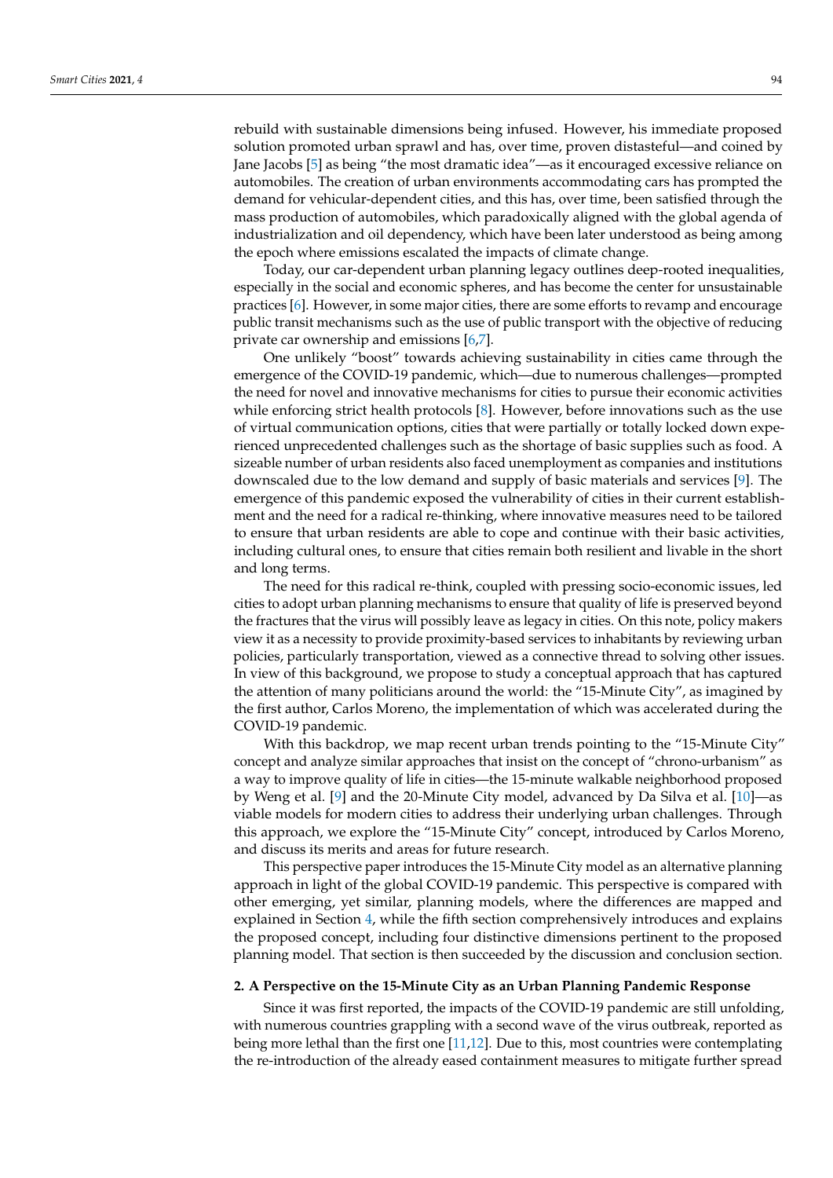rebuild with sustainable dimensions being infused. However, his immediate proposed solution promoted urban sprawl and has, over time, proven distasteful—and coined by Jane Jacobs [5] as being "the most dramatic idea"—as it encouraged excessive reliance on automobiles. The creation of urban environments accommodating cars has prompted the demand for vehicular-dependent cities, and this has, over time, been satisfied through the mass production of automobiles, which paradoxically aligned with the global agenda of industrialization and oil dependency, which have been later understood as being among the epoch where emissions escalated the impacts of climate change.

Today, our car-dependent urban planning legacy outlines deep-rooted inequalities, especially in the social and economic spheres, and has become the center for unsustainable practices [6]. However, in some major cities, there are some efforts to revamp and encourage public transit mechanisms such as the use of public transport with the objective of reducing private car ownership and emissions [6,7].

One unlikely "boost" towards achieving sustainability in cities came through the emergence of the COVID-19 pandemic, which—due to numerous challenges—prompted the need for novel and innovative mechanisms for cities to pursue their economic activities while enforcing strict health protocols [8]. However, before innovations such as the use of virtual communication options, cities that were partially or totally locked down experienced unprecedented challenges such as the shortage of basic supplies such as food. A sizeable number of urban residents also faced unemployment as companies and institutions downscaled due to the low demand and supply of basic materials and services [9]. The emergence of this pandemic exposed the vulnerability of cities in their current establishment and the need for a radical re-thinking, where innovative measures need to be tailored to ensure that urban residents are able to cope and continue with their basic activities, including cultural ones, to ensure that cities remain both resilient and livable in the short and long terms.

The need for this radical re-think, coupled with pressing socio-economic issues, led cities to adopt urban planning mechanisms to ensure that quality of life is preserved beyond the fractures that the virus will possibly leave as legacy in cities. On this note, policy makers view it as a necessity to provide proximity-based services to inhabitants by reviewing urban policies, particularly transportation, viewed as a connective thread to solving other issues. In view of this background, we propose to study a conceptual approach that has captured the attention of many politicians around the world: the "15-Minute City", as imagined by the first author, Carlos Moreno, the implementation of which was accelerated during the COVID-19 pandemic.

With this backdrop, we map recent urban trends pointing to the "15-Minute City" concept and analyze similar approaches that insist on the concept of "chrono-urbanism" as a way to improve quality of life in cities—the 15-minute walkable neighborhood proposed by Weng et al. [9] and the 20-Minute City model, advanced by Da Silva et al. [10]—as viable models for modern cities to address their underlying urban challenges. Through this approach, we explore the "15-Minute City" concept, introduced by Carlos Moreno, and discuss its merits and areas for future research.

This perspective paper introduces the 15-Minute City model as an alternative planning approach in light of the global COVID-19 pandemic. This perspective is compared with other emerging, yet similar, planning models, where the differences are mapped and explained in Section 4, while the fifth section comprehensively introduces and explains the proposed concept, including four distinctive dimensions pertinent to the proposed planning model. That section is then succeeded by the discussion and conclusion section.

## 2. A Perspective on the 15-Minute City as an Urban Planning Pandemic Response

Since it was first reported, the impacts of the COVID-19 pandemic are still unfolding, with numerous countries grappling with a second wave of the virus outbreak, reported as being more lethal than the first one [11,12]. Due to this, most countries were contemplating the re-introduction of the already eased containment measures to mitigate further spread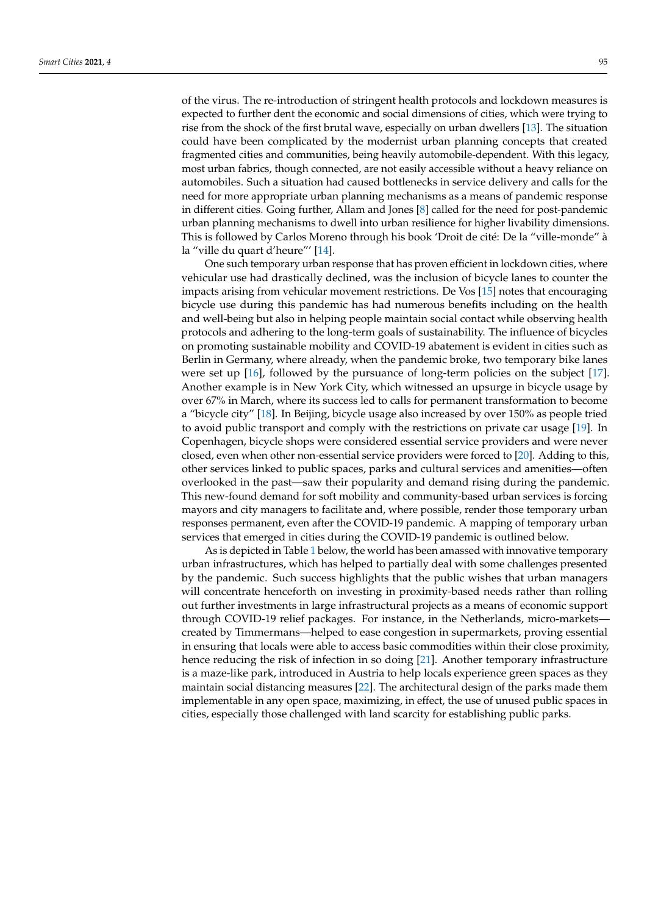of the virus. The re-introduction of stringent health protocols and lockdown measures is expected to further dent the economic and social dimensions of cities, which were trying to rise from the shock of the first brutal wave, especially on urban dwellers [13]. The situation could have been complicated by the modernist urban planning concepts that created fragmented cities and communities, being heavily automobile-dependent. With this legacy, most urban fabrics, though connected, are not easily accessible without a heavy reliance on automobiles. Such a situation had caused bottlenecks in service delivery and calls for the need for more appropriate urban planning mechanisms as a means of pandemic response in different cities. Going further, Allam and Jones [8] called for the need for post-pandemic urban planning mechanisms to dwell into urban resilience for higher livability dimensions. This is followed by Carlos Moreno through his book 'Droit de cité: De la "ville-monde" à la "ville du quart d'heure"' [14].

One such temporary urban response that has proven efficient in lockdown cities, where vehicular use had drastically declined, was the inclusion of bicycle lanes to counter the impacts arising from vehicular movement restrictions. De Vos [15] notes that encouraging bicycle use during this pandemic has had numerous benefits including on the health and well-being but also in helping people maintain social contact while observing health protocols and adhering to the long-term goals of sustainability. The influence of bicycles on promoting sustainable mobility and COVID-19 abatement is evident in cities such as Berlin in Germany, where already, when the pandemic broke, two temporary bike lanes were set up [16], followed by the pursuance of long-term policies on the subject [17]. Another example is in New York City, which witnessed an upsurge in bicycle usage by over 67% in March, where its success led to calls for permanent transformation to become a "bicycle city" [18]. In Beijing, bicycle usage also increased by over 150% as people tried to avoid public transport and comply with the restrictions on private car usage [19]. In Copenhagen, bicycle shops were considered essential service providers and were never closed, even when other non-essential service providers were forced to [20]. Adding to this, other services linked to public spaces, parks and cultural services and amenities—often overlooked in the past—saw their popularity and demand rising during the pandemic. This new-found demand for soft mobility and community-based urban services is forcing mayors and city managers to facilitate and, where possible, render those temporary urban responses permanent, even after the COVID-19 pandemic. A mapping of temporary urban services that emerged in cities during the COVID-19 pandemic is outlined below.

As is depicted in Table 1 below, the world has been amassed with innovative temporary urban infrastructures, which has helped to partially deal with some challenges presented by the pandemic. Such success highlights that the public wishes that urban managers will concentrate henceforth on investing in proximity-based needs rather than rolling out further investments in large infrastructural projects as a means of economic support through COVID-19 relief packages. For instance, in the Netherlands, micro-markets—created by Timmermans—helped to ease congestion in supermarkets, proving essential in ensuring that locals were able to access basic commodities within their close proximity, hence reducing the risk of infection in so doing [21]. Another temporary infrastructure is a maze-like park, introduced in Austria to help locals experience green spaces as they maintain social distancing measures [22]. The architectural design of the parks made them implementable in any open space, maximizing, in effect, the use of unused public spaces in cities, especially those challenged with land scarcity for establishing public parks.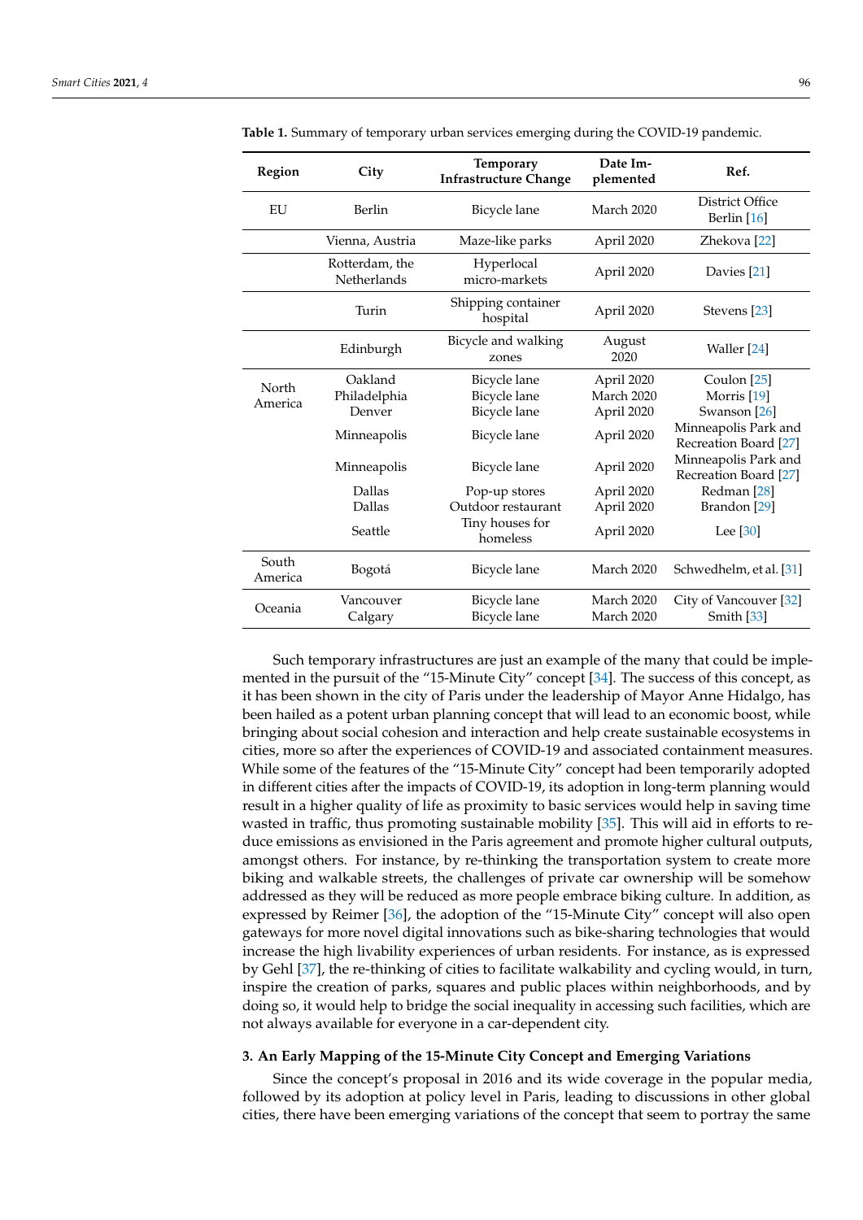**Table 1.** Summary of temporary urban services emerging during the COVID-19 pandemic.

| Region | City | Temporary Infrastructure Change | Date Implemented | Ref. |
|---|---|---|---|---|
| EU | Berlin | Bicycle lane | March 2020 | District Office Berlin [16] |
| | Vienna, Austria | Maze-like parks | April 2020 | Zhekova [22] |
| | Rotterdam, the Netherlands | Hyperlocal micro-markets | April 2020 | Davies [21] |
| | Turin | Shipping container hospital | April 2020 | Stevens [23] |
| | Edinburgh | Bicycle and walking zones | August 2020 | Waller [24] |
| North America | Oakland | Bicycle lane | April 2020 | Coulon [25] |
| | Philadelphia | Bicycle lane | March 2020 | Morris [19] |
| | Denver | Bicycle lane | April 2020 | Swanson [26] |
| | Minneapolis | Bicycle lane | April 2020 | Minneapolis Park and Recreation Board [27] |
| | Minneapolis | Bicycle lane | April 2020 | Minneapolis Park and Recreation Board [27] |
| | Dallas | Pop-up stores | April 2020 | Redman [28] |
| | Dallas | Outdoor restaurant | April 2020 | Brandon [29] |
| | Seattle | Tiny houses for homeless | April 2020 | Lee [30] |
| South America | Bogotá | Bicycle lane | March 2020 | Schwedhelm, et al. [31] |
| Oceania | Vancouver | Bicycle lane | March 2020 | City of Vancouver [32] |
| | Calgary | Bicycle lane | March 2020 | Smith [33] |

Such temporary infrastructures are just an example of the many that could be implemented in the pursuit of the "15-Minute City" concept [34]. The success of this concept, as it has been shown in the city of Paris under the leadership of Mayor Anne Hidalgo, has been hailed as a potent urban planning concept that will lead to an economic boost, while bringing about social cohesion and interaction and help create sustainable ecosystems in cities, more so after the experiences of COVID-19 and associated containment measures. While some of the features of the "15-Minute City" concept had been temporarily adopted in different cities after the impacts of COVID-19, its adoption in long-term planning would result in a higher quality of life as proximity to basic services would help in saving time wasted in traffic, thus promoting sustainable mobility [35]. This will aid in efforts to reduce emissions as envisioned in the Paris agreement and promote higher cultural outputs, amongst others. For instance, by re-thinking the transportation system to create more biking and walkable streets, the challenges of private car ownership will be somehow addressed as they will be reduced as more people embrace biking culture. In addition, as expressed by Reimer [36], the adoption of the "15-Minute City" concept will also open gateways for more novel digital innovations such as bike-sharing technologies that would increase the high livability experiences of urban residents. For instance, as is expressed by Gehl [37], the re-thinking of cities to facilitate walkability and cycling would, in turn, inspire the creation of parks, squares and public places within neighborhoods, and by doing so, it would help to bridge the social inequality in accessing such facilities, which are not always available for everyone in a car-dependent city.

## 3. An Early Mapping of the 15-Minute City Concept and Emerging Variations

Since the concept's proposal in 2016 and its wide coverage in the popular media, followed by its adoption at policy level in Paris, leading to discussions in other global cities, there have been emerging variations of the concept that seem to portray the same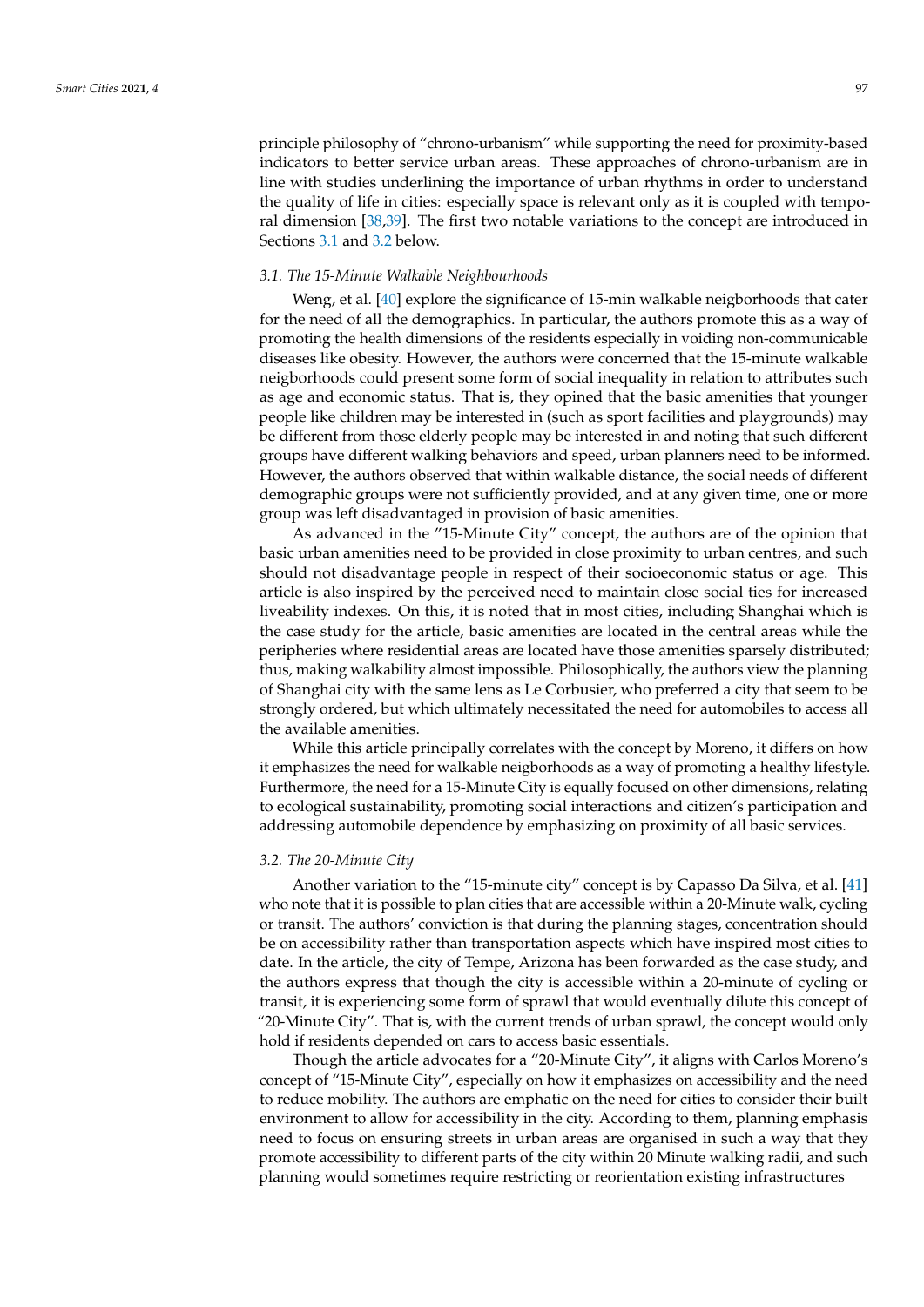principle philosophy of "chrono-urbanism" while supporting the need for proximity-based indicators to better service urban areas. These approaches of chrono-urbanism are in line with studies underlining the importance of urban rhythms in order to understand the quality of life in cities: especially space is relevant only as it is coupled with temporal dimension [38,39]. The first two notable variations to the concept are introduced in Sections 3.1 and 3.2 below.

### 3.1. The 15-Minute Walkable Neighbourhoods

Weng, et al. [40] explore the significance of 15-min walkable neigborhoods that cater for the need of all the demographics. In particular, the authors promote this as a way of promoting the health dimensions of the residents especially in voiding non-communicable diseases like obesity. However, the authors were concerned that the 15-minute walkable neigborhoods could present some form of social inequality in relation to attributes such as age and economic status. That is, they opined that the basic amenities that younger people like children may be interested in (such as sport facilities and playgrounds) may be different from those elderly people may be interested in and noting that such different groups have different walking behaviors and speed, urban planners need to be informed. However, the authors observed that within walkable distance, the social needs of different demographic groups were not sufficiently provided, and at any given time, one or more group was left disadvantaged in provision of basic amenities.

As advanced in the "15-Minute City" concept, the authors are of the opinion that basic urban amenities need to be provided in close proximity to urban centres, and such should not disadvantage people in respect of their socioeconomic status or age. This article is also inspired by the perceived need to maintain close social ties for increased liveability indexes. On this, it is noted that in most cities, including Shanghai which is the case study for the article, basic amenities are located in the central areas while the peripheries where residential areas are located have those amenities sparsely distributed; thus, making walkability almost impossible. Philosophically, the authors view the planning of Shanghai city with the same lens as Le Corbusier, who preferred a city that seem to be strongly ordered, but which ultimately necessitated the need for automobiles to access all the available amenities.

While this article principally correlates with the concept by Moreno, it differs on how it emphasizes the need for walkable neigborhoods as a way of promoting a healthy lifestyle. Furthermore, the need for a 15-Minute City is equally focused on other dimensions, relating to ecological sustainability, promoting social interactions and citizen's participation and addressing automobile dependence by emphasizing on proximity of all basic services.

### 3.2. The 20-Minute City

Another variation to the "15-minute city" concept is by Capasso Da Silva, et al. [41] who note that it is possible to plan cities that are accessible within a 20-Minute walk, cycling or transit. The authors' conviction is that during the planning stages, concentration should be on accessibility rather than transportation aspects which have inspired most cities to date. In the article, the city of Tempe, Arizona has been forwarded as the case study, and the authors express that though the city is accessible within a 20-minute of cycling or transit, it is experiencing some form of sprawl that would eventually dilute this concept of "20-Minute City". That is, with the current trends of urban sprawl, the concept would only hold if residents depended on cars to access basic essentials.

Though the article advocates for a "20-Minute City", it aligns with Carlos Moreno's concept of "15-Minute City", especially on how it emphasizes on accessibility and the need to reduce mobility. The authors are emphatic on the need for cities to consider their built environment to allow for accessibility in the city. According to them, planning emphasis need to focus on ensuring streets in urban areas are organised in such a way that they promote accessibility to different parts of the city within 20 Minute walking radii, and such planning would sometimes require restricting or reorientation existing infrastructures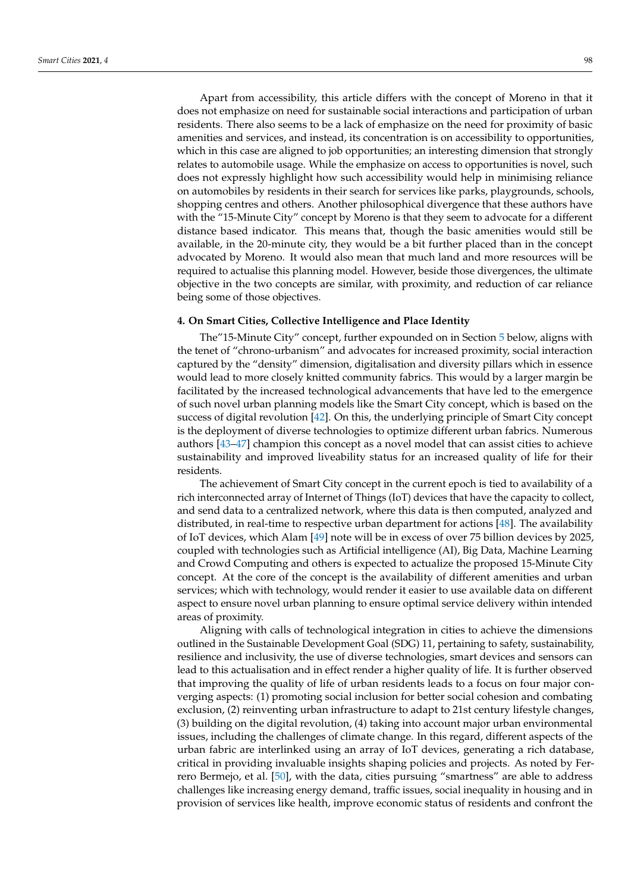Apart from accessibility, this article differs with the concept of Moreno in that it does not emphasize on need for sustainable social interactions and participation of urban residents. There also seems to be a lack of emphasize on the need for proximity of basic amenities and services, and instead, its concentration is on accessibility to opportunities, which in this case are aligned to job opportunities; an interesting dimension that strongly relates to automobile usage. While the emphasize on access to opportunities is novel, such does not expressly highlight how such accessibility would help in minimising reliance on automobiles by residents in their search for services like parks, playgrounds, schools, shopping centres and others. Another philosophical divergence that these authors have with the "15-Minute City" concept by Moreno is that they seem to advocate for a different distance based indicator. This means that, though the basic amenities would still be available, in the 20-minute city, they would be a bit further placed than in the concept advocated by Moreno. It would also mean that much land and more resources will be required to actualise this planning model. However, beside those divergences, the ultimate objective in the two concepts are similar, with proximity, and reduction of car reliance being some of those objectives.

## 4. On Smart Cities, Collective Intelligence and Place Identity

The"15-Minute City" concept, further expounded on in Section 5 below, aligns with the tenet of "chrono-urbanism" and advocates for increased proximity, social interaction captured by the "density" dimension, digitalisation and diversity pillars which in essence would lead to more closely knitted community fabrics. This would by a larger margin be facilitated by the increased technological advancements that have led to the emergence of such novel urban planning models like the Smart City concept, which is based on the success of digital revolution [42]. On this, the underlying principle of Smart City concept is the deployment of diverse technologies to optimize different urban fabrics. Numerous authors [43–47] champion this concept as a novel model that can assist cities to achieve sustainability and improved liveability status for an increased quality of life for their residents.

The achievement of Smart City concept in the current epoch is tied to availability of a rich interconnected array of Internet of Things (IoT) devices that have the capacity to collect, and send data to a centralized network, where this data is then computed, analyzed and distributed, in real-time to respective urban department for actions [48]. The availability of IoT devices, which Alam [49] note will be in excess of over 75 billion devices by 2025, coupled with technologies such as Artificial intelligence (AI), Big Data, Machine Learning and Crowd Computing and others is expected to actualize the proposed 15-Minute City concept. At the core of the concept is the availability of different amenities and urban services; which with technology, would render it easier to use available data on different aspect to ensure novel urban planning to ensure optimal service delivery within intended areas of proximity.

Aligning with calls of technological integration in cities to achieve the dimensions outlined in the Sustainable Development Goal (SDG) 11, pertaining to safety, sustainability, resilience and inclusivity, the use of diverse technologies, smart devices and sensors can lead to this actualisation and in effect render a higher quality of life. It is further observed that improving the quality of life of urban residents leads to a focus on four major converging aspects: (1) promoting social inclusion for better social cohesion and combating exclusion, (2) reinventing urban infrastructure to adapt to 21st century lifestyle changes, (3) building on the digital revolution, (4) taking into account major urban environmental issues, including the challenges of climate change. In this regard, different aspects of the urban fabric are interlinked using an array of IoT devices, generating a rich database, critical in providing invaluable insights shaping policies and projects. As noted by Ferrero Bermejo, et al. [50], with the data, cities pursuing "smartness" are able to address challenges like increasing energy demand, traffic issues, social inequality in housing and in provision of services like health, improve economic status of residents and confront the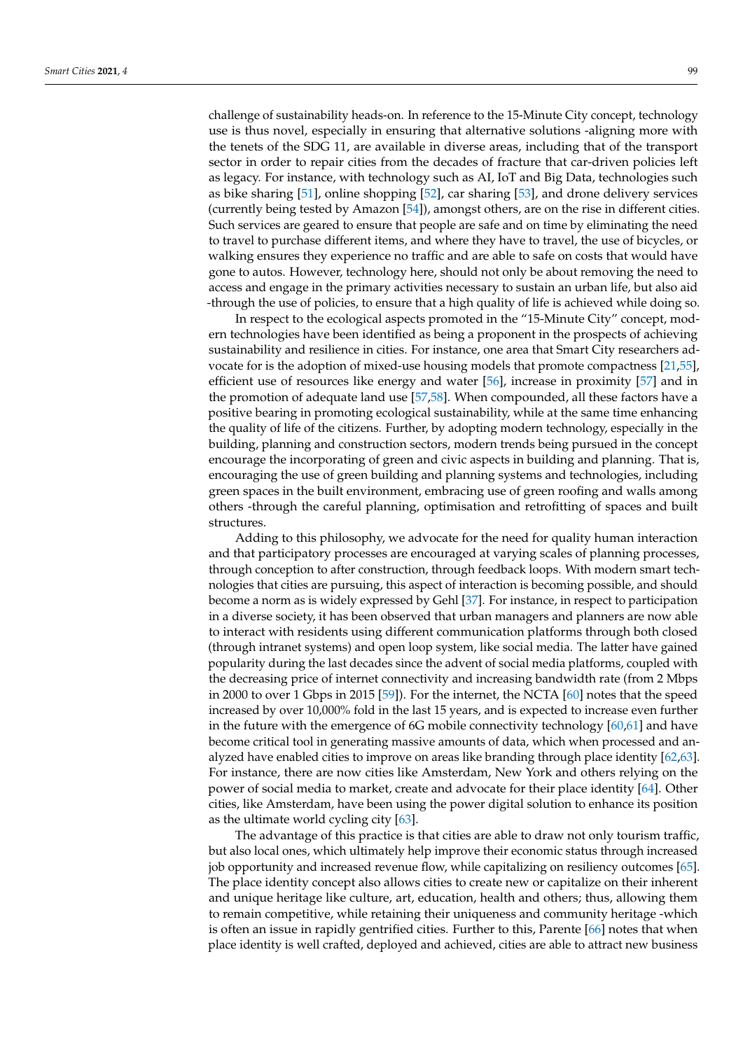challenge of sustainability heads-on. In reference to the 15-Minute City concept, technology use is thus novel, especially in ensuring that alternative solutions -aligning more with the tenets of the SDG 11, are available in diverse areas, including that of the transport sector in order to repair cities from the decades of fracture that car-driven policies left as legacy. For instance, with technology such as AI, IoT and Big Data, technologies such as bike sharing [51], online shopping [52], car sharing [53], and drone delivery services (currently being tested by Amazon [54]), amongst others, are on the rise in different cities. Such services are geared to ensure that people are safe and on time by eliminating the need to travel to purchase different items, and where they have to travel, the use of bicycles, or walking ensures they experience no traffic and are able to safe on costs that would have gone to autos. However, technology here, should not only be about removing the need to access and engage in the primary activities necessary to sustain an urban life, but also aid -through the use of policies, to ensure that a high quality of life is achieved while doing so.

In respect to the ecological aspects promoted in the "15-Minute City" concept, modern technologies have been identified as being a proponent in the prospects of achieving sustainability and resilience in cities. For instance, one area that Smart City researchers advocate for is the adoption of mixed-use housing models that promote compactness [21,55], efficient use of resources like energy and water [56], increase in proximity [57] and in the promotion of adequate land use [57,58]. When compounded, all these factors have a positive bearing in promoting ecological sustainability, while at the same time enhancing the quality of life of the citizens. Further, by adopting modern technology, especially in the building, planning and construction sectors, modern trends being pursued in the concept encourage the incorporating of green and civic aspects in building and planning. That is, encouraging the use of green building and planning systems and technologies, including green spaces in the built environment, embracing use of green roofing and walls among others -through the careful planning, optimisation and retrofitting of spaces and built structures.

Adding to this philosophy, we advocate for the need for quality human interaction and that participatory processes are encouraged at varying scales of planning processes, through conception to after construction, through feedback loops. With modern smart technologies that cities are pursuing, this aspect of interaction is becoming possible, and should become a norm as is widely expressed by Gehl [37]. For instance, in respect to participation in a diverse society, it has been observed that urban managers and planners are now able to interact with residents using different communication platforms through both closed (through intranet systems) and open loop system, like social media. The latter have gained popularity during the last decades since the advent of social media platforms, coupled with the decreasing price of internet connectivity and increasing bandwidth rate (from 2 Mbps in 2000 to over 1 Gbps in 2015 [59]). For the internet, the NCTA [60] notes that the speed increased by over 10,000% fold in the last 15 years, and is expected to increase even further in the future with the emergence of 6G mobile connectivity technology [60,61] and have become critical tool in generating massive amounts of data, which when processed and analyzed have enabled cities to improve on areas like branding through place identity [62,63]. For instance, there are now cities like Amsterdam, New York and others relying on the power of social media to market, create and advocate for their place identity [64]. Other cities, like Amsterdam, have been using the power digital solution to enhance its position as the ultimate world cycling city [63].

The advantage of this practice is that cities are able to draw not only tourism traffic, but also local ones, which ultimately help improve their economic status through increased job opportunity and increased revenue flow, while capitalizing on resiliency outcomes [65]. The place identity concept also allows cities to create new or capitalize on their inherent and unique heritage like culture, art, education, health and others; thus, allowing them to remain competitive, while retaining their uniqueness and community heritage -which is often an issue in rapidly gentrified cities. Further to this, Parente [66] notes that when place identity is well crafted, deployed and achieved, cities are able to attract new business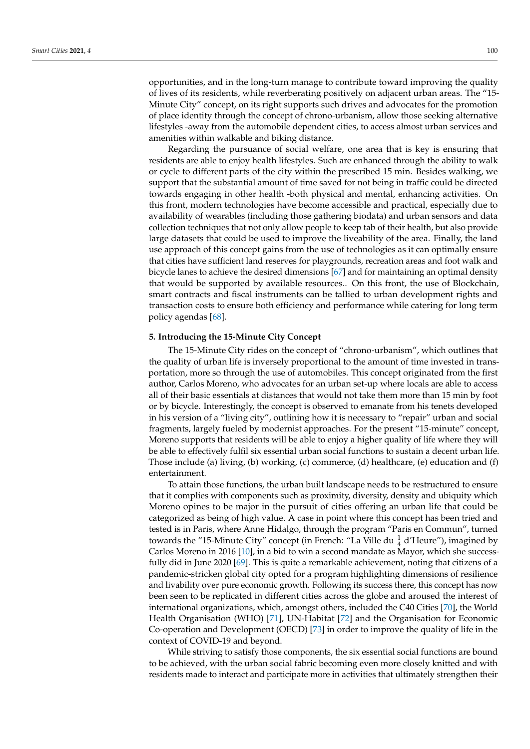opportunities, and in the long-turn manage to contribute toward improving the quality of lives of its residents, while reverberating positively on adjacent urban areas. The "15-Minute City" concept, on its right supports such drives and advocates for the promotion of place identity through the concept of chrono-urbanism, allow those seeking alternative lifestyles -away from the automobile dependent cities, to access almost urban services and amenities within walkable and biking distance.

Regarding the pursuance of social welfare, one area that is key is ensuring that residents are able to enjoy health lifestyles. Such are enhanced through the ability to walk or cycle to different parts of the city within the prescribed 15 min. Besides walking, we support that the substantial amount of time saved for not being in traffic could be directed towards engaging in other health -both physical and mental, enhancing activities. On this front, modern technologies have become accessible and practical, especially due to availability of wearables (including those gathering biodata) and urban sensors and data collection techniques that not only allow people to keep tab of their health, but also provide large datasets that could be used to improve the liveability of the area. Finally, the land use approach of this concept gains from the use of technologies as it can optimally ensure that cities have sufficient land reserves for playgrounds, recreation areas and foot walk and bicycle lanes to achieve the desired dimensions [67] and for maintaining an optimal density that would be supported by available resources.. On this front, the use of Blockchain, smart contracts and fiscal instruments can be tallied to urban development rights and transaction costs to ensure both efficiency and performance while catering for long term policy agendas [68].

## 5. Introducing the 15-Minute City Concept

The 15-Minute City rides on the concept of "chrono-urbanism", which outlines that the quality of urban life is inversely proportional to the amount of time invested in transportation, more so through the use of automobiles. This concept originated from the first author, Carlos Moreno, who advocates for an urban set-up where locals are able to access all of their basic essentials at distances that would not take them more than 15 min by foot or by bicycle. Interestingly, the concept is observed to emanate from his tenets developed in his version of a "living city", outlining how it is necessary to "repair" urban and social fragments, largely fueled by modernist approaches. For the present "15-minute" concept, Moreno supports that residents will be able to enjoy a higher quality of life where they will be able to effectively fulfil six essential urban social functions to sustain a decent urban life. Those include (a) living, (b) working, (c) commerce, (d) healthcare, (e) education and (f) entertainment.

To attain those functions, the urban built landscape needs to be restructured to ensure that it complies with components such as proximity, diversity, density and ubiquity which Moreno opines to be major in the pursuit of cities offering an urban life that could be categorized as being of high value. A case in point where this concept has been tried and tested is in Paris, where Anne Hidalgo, through the program "Paris en Commun", turned towards the "15-Minute City" concept (in French: "La Ville du $\frac{1}{4}$ d'Heure"), imagined by Carlos Moreno in 2016 [10], in a bid to win a second mandate as Mayor, which she successfully did in June 2020 [69]. This is quite a remarkable achievement, noting that citizens of a pandemic-stricken global city opted for a program highlighting dimensions of resilience and livability over pure economic growth. Following its success there, this concept has now been seen to be replicated in different cities across the globe and aroused the interest of international organizations, which, amongst others, included the C40 Cities [70], the World Health Organisation (WHO) [71], UN-Habitat [72] and the Organisation for Economic Co-operation and Development (OECD) [73] in order to improve the quality of life in the context of COVID-19 and beyond.

While striving to satisfy those components, the six essential social functions are bound to be achieved, with the urban social fabric becoming even more closely knitted and with residents made to interact and participate more in activities that ultimately strengthen their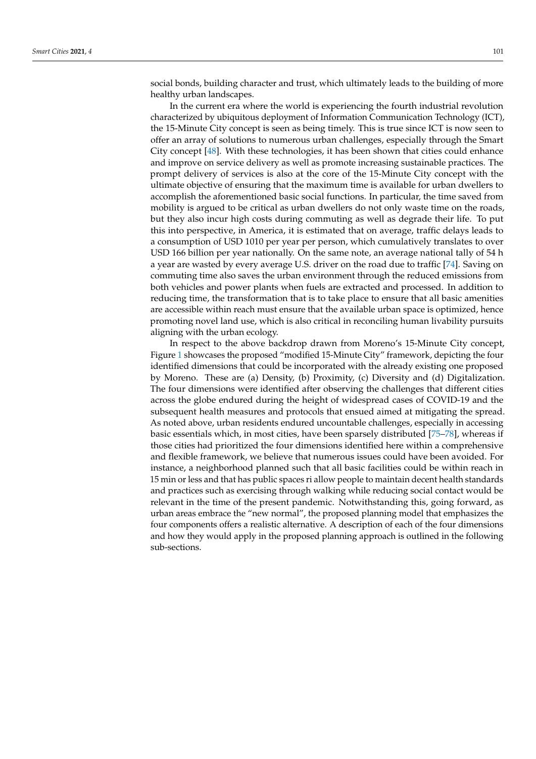social bonds, building character and trust, which ultimately leads to the building of more healthy urban landscapes.

In the current era where the world is experiencing the fourth industrial revolution characterized by ubiquitous deployment of Information Communication Technology (ICT), the 15-Minute City concept is seen as being timely. This is true since ICT is now seen to offer an array of solutions to numerous urban challenges, especially through the Smart City concept [48]. With these technologies, it has been shown that cities could enhance and improve on service delivery as well as promote increasing sustainable practices. The prompt delivery of services is also at the core of the 15-Minute City concept with the ultimate objective of ensuring that the maximum time is available for urban dwellers to accomplish the aforementioned basic social functions. In particular, the time saved from mobility is argued to be critical as urban dwellers do not only waste time on the roads, but they also incur high costs during commuting as well as degrade their life. To put this into perspective, in America, it is estimated that on average, traffic delays leads to a consumption of USD 1010 per year per person, which cumulatively translates to over USD 166 billion per year nationally. On the same note, an average national tally of 54 h a year are wasted by every average U.S. driver on the road due to traffic [74]. Saving on commuting time also saves the urban environment through the reduced emissions from both vehicles and power plants when fuels are extracted and processed. In addition to reducing time, the transformation that is to take place to ensure that all basic amenities are accessible within reach must ensure that the available urban space is optimized, hence promoting novel land use, which is also critical in reconciling human livability pursuits aligning with the urban ecology.

In respect to the above backdrop drawn from Moreno's 15-Minute City concept, Figure 1 showcases the proposed "modified 15-Minute City" framework, depicting the four identified dimensions that could be incorporated with the already existing one proposed by Moreno. These are (a) Density, (b) Proximity, (c) Diversity and (d) Digitalization. The four dimensions were identified after observing the challenges that different cities across the globe endured during the height of widespread cases of COVID-19 and the subsequent health measures and protocols that ensued aimed at mitigating the spread. As noted above, urban residents endured uncountable challenges, especially in accessing basic essentials which, in most cities, have been sparsely distributed [75–78], whereas if those cities had prioritized the four dimensions identified here within a comprehensive and flexible framework, we believe that numerous issues could have been avoided. For instance, a neighborhood planned such that all basic facilities could be within reach in 15 min or less and that has public spaces ri allow people to maintain decent health standards and practices such as exercising through walking while reducing social contact would be relevant in the time of the present pandemic. Notwithstanding this, going forward, as urban areas embrace the "new normal", the proposed planning model that emphasizes the four components offers a realistic alternative. A description of each of the four dimensions and how they would apply in the proposed planning approach is outlined in the following sub-sections.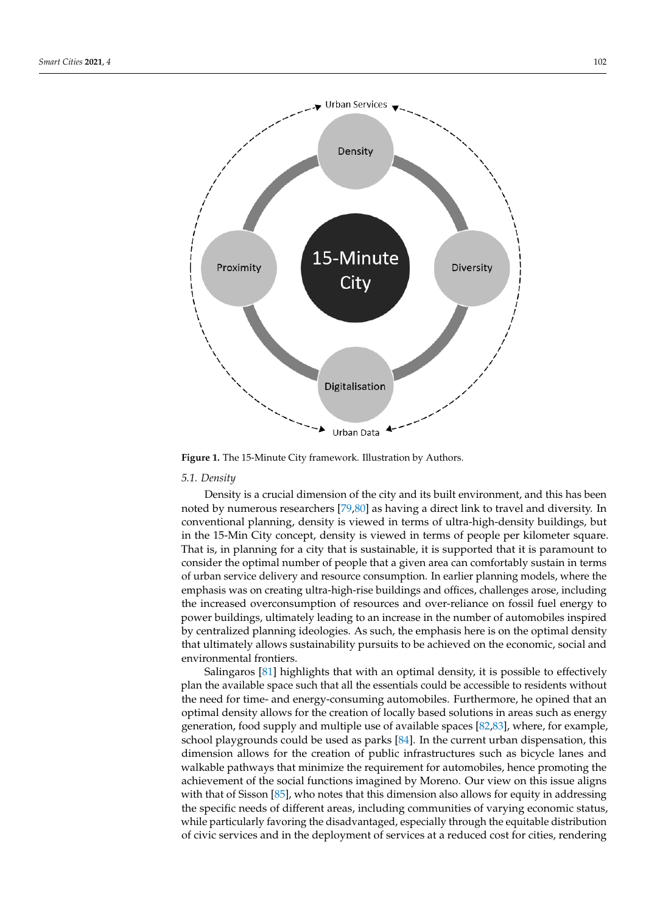**Figure 1.** The 15-Minute City framework. Illustration by Authors.

### 5.1. Density

Density is a crucial dimension of the city and its built environment, and this has been noted by numerous researchers [79,80] as having a direct link to travel and diversity. In conventional planning, density is viewed in terms of ultra-high-density buildings, but in the 15-Min City concept, density is viewed in terms of people per kilometer square. That is, in planning for a city that is sustainable, it is supported that it is paramount to consider the optimal number of people that a given area can comfortably sustain in terms of urban service delivery and resource consumption. In earlier planning models, where the emphasis was on creating ultra-high-rise buildings and offices, challenges arose, including the increased overconsumption of resources and over-reliance on fossil fuel energy to power buildings, ultimately leading to an increase in the number of automobiles inspired by centralized planning ideologies. As such, the emphasis here is on the optimal density that ultimately allows sustainability pursuits to be achieved on the economic, social and environmental frontiers.

Salingaros [81] highlights that with an optimal density, it is possible to effectively plan the available space such that all the essentials could be accessible to residents without the need for time- and energy-consuming automobiles. Furthermore, he opined that an optimal density allows for the creation of locally based solutions in areas such as energy generation, food supply and multiple use of available spaces [82,83], where, for example, school playgrounds could be used as parks [84]. In the current urban dispensation, this dimension allows for the creation of public infrastructures such as bicycle lanes and walkable pathways that minimize the requirement for automobiles, hence promoting the achievement of the social functions imagined by Moreno. Our view on this issue aligns with that of Sisson [85], who notes that this dimension also allows for equity in addressing the specific needs of different areas, including communities of varying economic status, while particularly favoring the disadvantaged, especially through the equitable distribution of civic services and in the deployment of services at a reduced cost for cities, rendering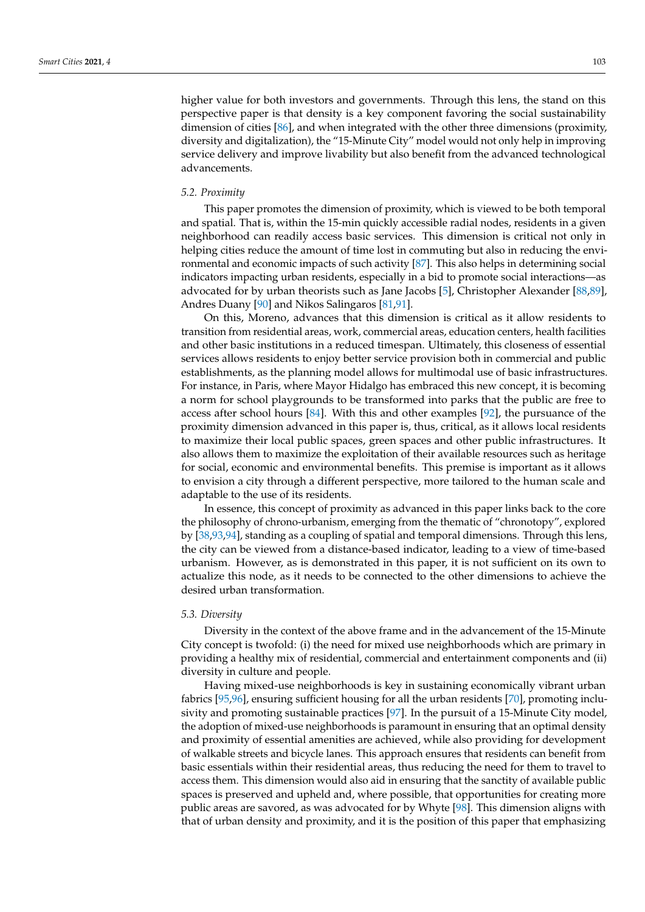higher value for both investors and governments. Through this lens, the stand on this perspective paper is that density is a key component favoring the social sustainability dimension of cities [86], and when integrated with the other three dimensions (proximity, diversity and digitalization), the "15-Minute City" model would not only help in improving service delivery and improve livability but also benefit from the advanced technological advancements.

### 5.2. Proximity

This paper promotes the dimension of proximity, which is viewed to be both temporal and spatial. That is, within the 15-min quickly accessible radial nodes, residents in a given neighborhood can readily access basic services. This dimension is critical not only in helping cities reduce the amount of time lost in commuting but also in reducing the environmental and economic impacts of such activity [87]. This also helps in determining social indicators impacting urban residents, especially in a bid to promote social interactions—as advocated for by urban theorists such as Jane Jacobs [5], Christopher Alexander [88,89], Andres Duany [90] and Nikos Salingaros [81,91].

On this, Moreno, advances that this dimension is critical as it allow residents to transition from residential areas, work, commercial areas, education centers, health facilities and other basic institutions in a reduced timespan. Ultimately, this closeness of essential services allows residents to enjoy better service provision both in commercial and public establishments, as the planning model allows for multimodal use of basic infrastructures. For instance, in Paris, where Mayor Hidalgo has embraced this new concept, it is becoming a norm for school playgrounds to be transformed into parks that the public are free to access after school hours [84]. With this and other examples [92], the pursuance of the proximity dimension advanced in this paper is, thus, critical, as it allows local residents to maximize their local public spaces, green spaces and other public infrastructures. It also allows them to maximize the exploitation of their available resources such as heritage for social, economic and environmental benefits. This premise is important as it allows to envision a city through a different perspective, more tailored to the human scale and adaptable to the use of its residents.

In essence, this concept of proximity as advanced in this paper links back to the core the philosophy of chrono-urbanism, emerging from the thematic of "chronotopy", explored by [38,93,94], standing as a coupling of spatial and temporal dimensions. Through this lens, the city can be viewed from a distance-based indicator, leading to a view of time-based urbanism. However, as is demonstrated in this paper, it is not sufficient on its own to actualize this node, as it needs to be connected to the other dimensions to achieve the desired urban transformation.

### 5.3. Diversity

Diversity in the context of the above frame and in the advancement of the 15-Minute City concept is twofold: (i) the need for mixed use neighborhoods which are primary in providing a healthy mix of residential, commercial and entertainment components and (ii) diversity in culture and people.

Having mixed-use neighborhoods is key in sustaining economically vibrant urban fabrics [95,96], ensuring sufficient housing for all the urban residents [70], promoting inclusivity and promoting sustainable practices [97]. In the pursuit of a 15-Minute City model, the adoption of mixed-use neighborhoods is paramount in ensuring that an optimal density and proximity of essential amenities are achieved, while also providing for development of walkable streets and bicycle lanes. This approach ensures that residents can benefit from basic essentials within their residential areas, thus reducing the need for them to travel to access them. This dimension would also aid in ensuring that the sanctity of available public spaces is preserved and upheld and, where possible, that opportunities for creating more public areas are savored, as was advocated for by Whyte [98]. This dimension aligns with that of urban density and proximity, and it is the position of this paper that emphasizing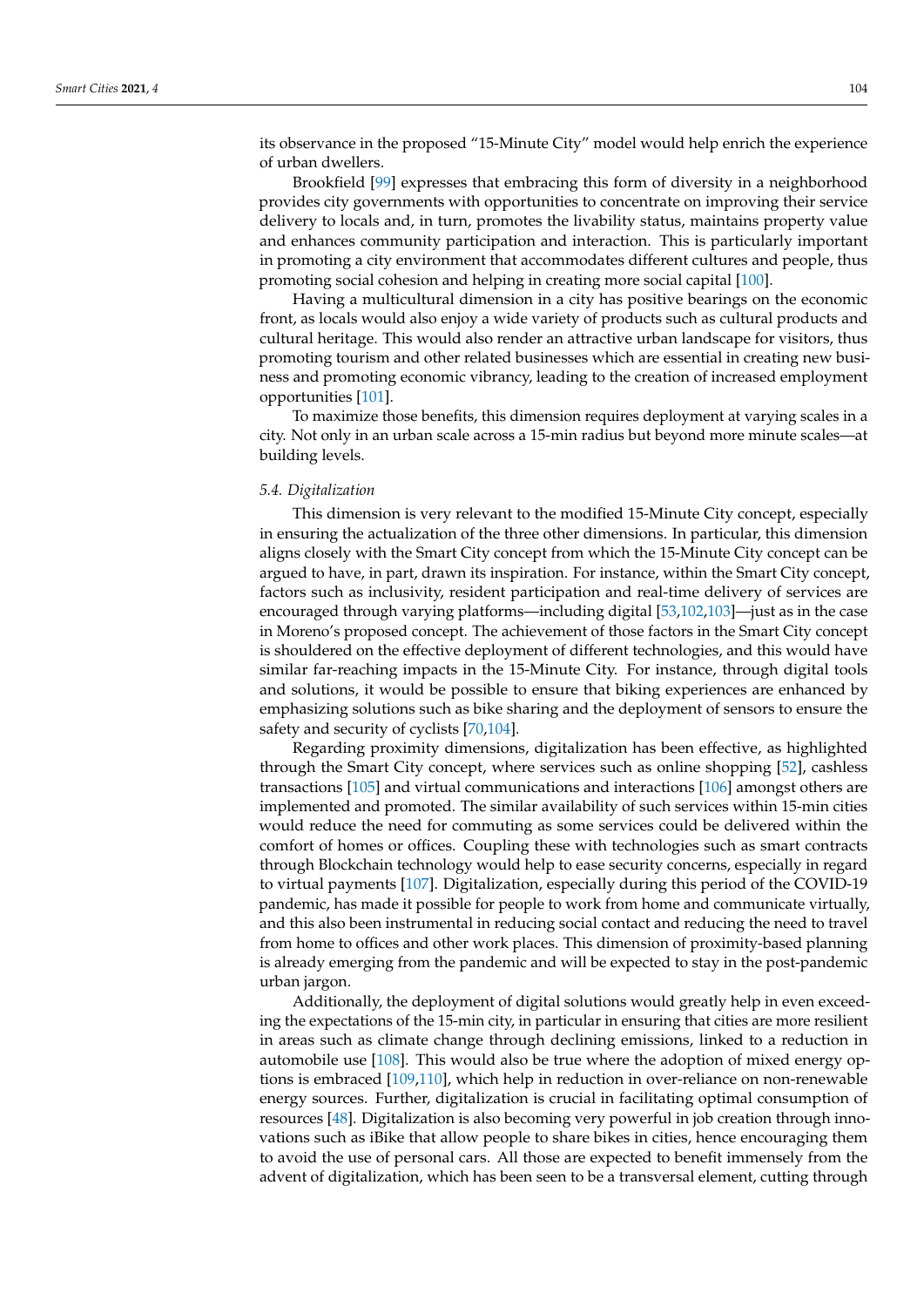its observance in the proposed "15-Minute City" model would help enrich the experience of urban dwellers.

Brookfield [99] expresses that embracing this form of diversity in a neighborhood provides city governments with opportunities to concentrate on improving their service delivery to locals and, in turn, promotes the livability status, maintains property value and enhances community participation and interaction. This is particularly important in promoting a city environment that accommodates different cultures and people, thus promoting social cohesion and helping in creating more social capital [100].

Having a multicultural dimension in a city has positive bearings on the economic front, as locals would also enjoy a wide variety of products such as cultural products and cultural heritage. This would also render an attractive urban landscape for visitors, thus promoting tourism and other related businesses which are essential in creating new business and promoting economic vibrancy, leading to the creation of increased employment opportunities [101].

To maximize those benefits, this dimension requires deployment at varying scales in a city. Not only in an urban scale across a 15-min radius but beyond more minute scales—at building levels.

### 5.4. Digitalization

This dimension is very relevant to the modified 15-Minute City concept, especially in ensuring the actualization of the three other dimensions. In particular, this dimension aligns closely with the Smart City concept from which the 15-Minute City concept can be argued to have, in part, drawn its inspiration. For instance, within the Smart City concept, factors such as inclusivity, resident participation and real-time delivery of services are encouraged through varying platforms—including digital [53,102,103]—just as in the case in Moreno's proposed concept. The achievement of those factors in the Smart City concept is shouldered on the effective deployment of different technologies, and this would have similar far-reaching impacts in the 15-Minute City. For instance, through digital tools and solutions, it would be possible to ensure that biking experiences are enhanced by emphasizing solutions such as bike sharing and the deployment of sensors to ensure the safety and security of cyclists [70,104].

Regarding proximity dimensions, digitalization has been effective, as highlighted through the Smart City concept, where services such as online shopping [52], cashless transactions [105] and virtual communications and interactions [106] amongst others are implemented and promoted. The similar availability of such services within 15-min cities would reduce the need for commuting as some services could be delivered within the comfort of homes or offices. Coupling these with technologies such as smart contracts through Blockchain technology would help to ease security concerns, especially in regard to virtual payments [107]. Digitalization, especially during this period of the COVID-19 pandemic, has made it possible for people to work from home and communicate virtually, and this also been instrumental in reducing social contact and reducing the need to travel from home to offices and other work places. This dimension of proximity-based planning is already emerging from the pandemic and will be expected to stay in the post-pandemic urban jargon.

Additionally, the deployment of digital solutions would greatly help in even exceeding the expectations of the 15-min city, in particular in ensuring that cities are more resilient in areas such as climate change through declining emissions, linked to a reduction in automobile use [108]. This would also be true where the adoption of mixed energy options is embraced [109,110], which help in reduction in over-reliance on non-renewable energy sources. Further, digitalization is crucial in facilitating optimal consumption of resources [48]. Digitalization is also becoming very powerful in job creation through innovations such as iBike that allow people to share bikes in cities, hence encouraging them to avoid the use of personal cars. All those are expected to benefit immensely from the advent of digitalization, which has been seen to be a transversal element, cutting through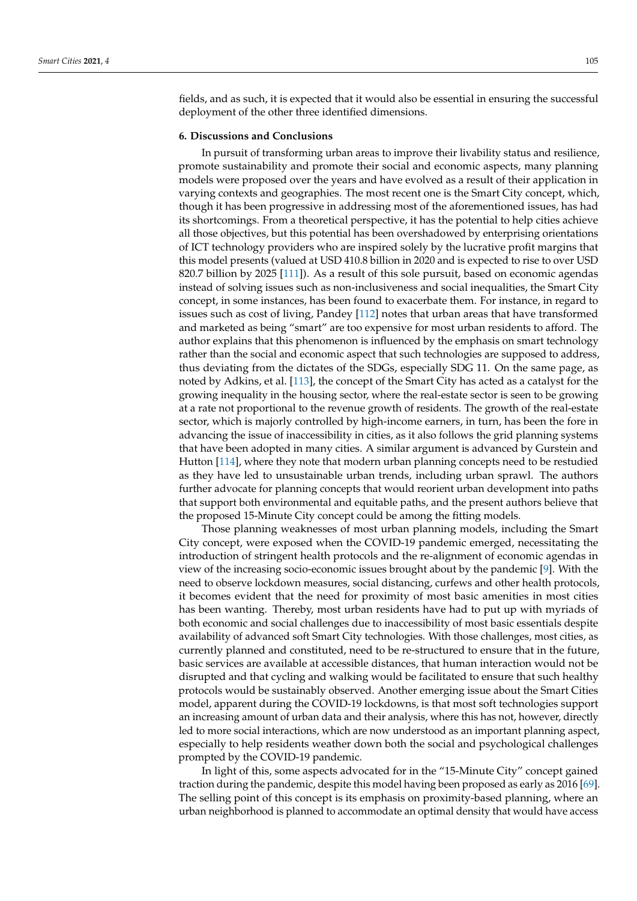fields, and as such, it is expected that it would also be essential in ensuring the successful deployment of the other three identified dimensions.

## 6. Discussions and Conclusions

In pursuit of transforming urban areas to improve their livability status and resilience, promote sustainability and promote their social and economic aspects, many planning models were proposed over the years and have evolved as a result of their application in varying contexts and geographies. The most recent one is the Smart City concept, which, though it has been progressive in addressing most of the aforementioned issues, has had its shortcomings. From a theoretical perspective, it has the potential to help cities achieve all those objectives, but this potential has been overshadowed by enterprising orientations of ICT technology providers who are inspired solely by the lucrative profit margins that this model presents (valued at USD 410.8 billion in 2020 and is expected to rise to over USD 820.7 billion by 2025 [111]). As a result of this sole pursuit, based on economic agendas instead of solving issues such as non-inclusiveness and social inequalities, the Smart City concept, in some instances, has been found to exacerbate them. For instance, in regard to issues such as cost of living, Pandey [112] notes that urban areas that have transformed and marketed as being "smart" are too expensive for most urban residents to afford. The author explains that this phenomenon is influenced by the emphasis on smart technology rather than the social and economic aspect that such technologies are supposed to address, thus deviating from the dictates of the SDGs, especially SDG 11. On the same page, as noted by Adkins, et al. [113], the concept of the Smart City has acted as a catalyst for the growing inequality in the housing sector, where the real-estate sector is seen to be growing at a rate not proportional to the revenue growth of residents. The growth of the real-estate sector, which is majorly controlled by high-income earners, in turn, has been the fore in advancing the issue of inaccessibility in cities, as it also follows the grid planning systems that have been adopted in many cities. A similar argument is advanced by Gurstein and Hutton [114], where they note that modern urban planning concepts need to be restudied as they have led to unsustainable urban trends, including urban sprawl. The authors further advocate for planning concepts that would reorient urban development into paths that support both environmental and equitable paths, and the present authors believe that the proposed 15-Minute City concept could be among the fitting models.

Those planning weaknesses of most urban planning models, including the Smart City concept, were exposed when the COVID-19 pandemic emerged, necessitating the introduction of stringent health protocols and the re-alignment of economic agendas in view of the increasing socio-economic issues brought about by the pandemic [9]. With the need to observe lockdown measures, social distancing, curfews and other health protocols, it becomes evident that the need for proximity of most basic amenities in most cities has been wanting. Thereby, most urban residents have had to put up with myriads of both economic and social challenges due to inaccessibility of most basic essentials despite availability of advanced soft Smart City technologies. With those challenges, most cities, as currently planned and constituted, need to be re-structured to ensure that in the future, basic services are available at accessible distances, that human interaction would not be disrupted and that cycling and walking would be facilitated to ensure that such healthy protocols would be sustainably observed. Another emerging issue about the Smart Cities model, apparent during the COVID-19 lockdowns, is that most soft technologies support an increasing amount of urban data and their analysis, where this has not, however, directly led to more social interactions, which are now understood as an important planning aspect, especially to help residents weather down both the social and psychological challenges prompted by the COVID-19 pandemic.

In light of this, some aspects advocated for in the "15-Minute City" concept gained traction during the pandemic, despite this model having been proposed as early as 2016 [69]. The selling point of this concept is its emphasis on proximity-based planning, where an urban neighborhood is planned to accommodate an optimal density that would have access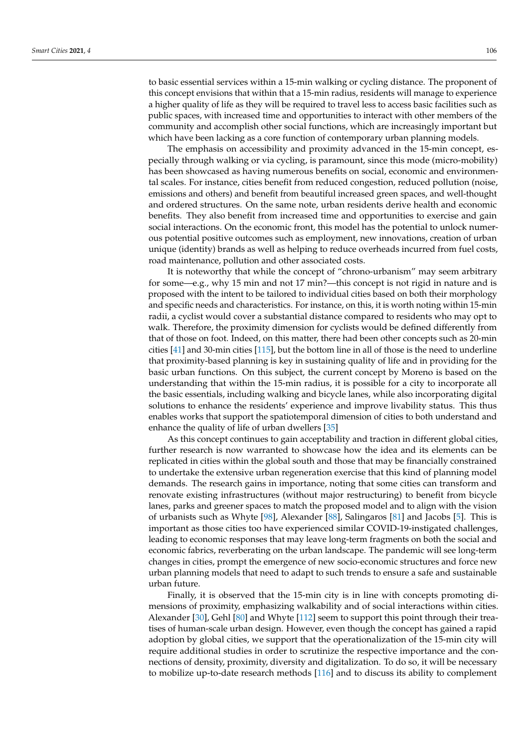to basic essential services within a 15-min walking or cycling distance. The proponent of this concept envisions that within that a 15-min radius, residents will manage to experience a higher quality of life as they will be required to travel less to access basic facilities such as public spaces, with increased time and opportunities to interact with other members of the community and accomplish other social functions, which are increasingly important but which have been lacking as a core function of contemporary urban planning models.

The emphasis on accessibility and proximity advanced in the 15-min concept, especially through walking or via cycling, is paramount, since this mode (micro-mobility) has been showcased as having numerous benefits on social, economic and environmental scales. For instance, cities benefit from reduced congestion, reduced pollution (noise, emissions and others) and benefit from beautiful increased green spaces, and well-thought and ordered structures. On the same note, urban residents derive health and economic benefits. They also benefit from increased time and opportunities to exercise and gain social interactions. On the economic front, this model has the potential to unlock numerous potential positive outcomes such as employment, new innovations, creation of urban unique (identity) brands as well as helping to reduce overheads incurred from fuel costs, road maintenance, pollution and other associated costs.

It is noteworthy that while the concept of "chrono-urbanism" may seem arbitrary for some—e.g., why 15 min and not 17 min?—this concept is not rigid in nature and is proposed with the intent to be tailored to individual cities based on both their morphology and specific needs and characteristics. For instance, on this, it is worth noting within 15-min radii, a cyclist would cover a substantial distance compared to residents who may opt to walk. Therefore, the proximity dimension for cyclists would be defined differently from that of those on foot. Indeed, on this matter, there had been other concepts such as 20-min cities [41] and 30-min cities [115], but the bottom line in all of those is the need to underline that proximity-based planning is key in sustaining quality of life and in providing for the basic urban functions. On this subject, the current concept by Moreno is based on the understanding that within the 15-min radius, it is possible for a city to incorporate all the basic essentials, including walking and bicycle lanes, while also incorporating digital solutions to enhance the residents' experience and improve livability status. This thus enables works that support the spatiotemporal dimension of cities to both understand and enhance the quality of life of urban dwellers [35]

As this concept continues to gain acceptability and traction in different global cities, further research is now warranted to showcase how the idea and its elements can be replicated in cities within the global south and those that may be financially constrained to undertake the extensive urban regeneration exercise that this kind of planning model demands. The research gains in importance, noting that some cities can transform and renovate existing infrastructures (without major restructuring) to benefit from bicycle lanes, parks and greener spaces to match the proposed model and to align with the vision of urbanists such as Whyte [98], Alexander [88], Salingaros [81] and Jacobs [5]. This is important as those cities too have experienced similar COVID-19-instigated challenges, leading to economic responses that may leave long-term fragments on both the social and economic fabrics, reverberating on the urban landscape. The pandemic will see long-term changes in cities, prompt the emergence of new socio-economic structures and force new urban planning models that need to adapt to such trends to ensure a safe and sustainable urban future.

Finally, it is observed that the 15-min city is in line with concepts promoting dimensions of proximity, emphasizing walkability and of social interactions within cities. Alexander [30], Gehl [80] and Whyte [112] seem to support this point through their treatises of human-scale urban design. However, even though the concept has gained a rapid adoption by global cities, we support that the operationalization of the 15-min city will require additional studies in order to scrutinize the respective importance and the connections of density, proximity, diversity and digitalization. To do so, it will be necessary to mobilize up-to-date research methods [116] and to discuss its ability to complement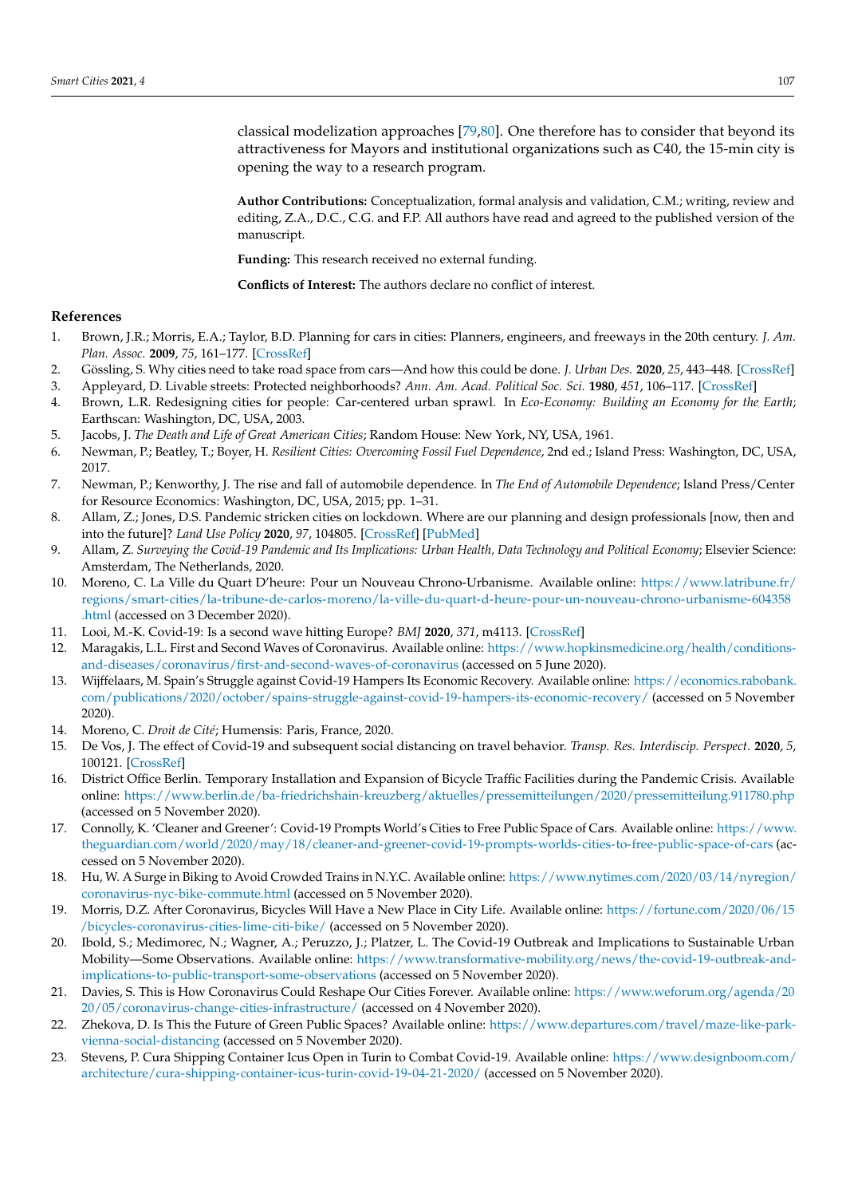classical modelization approaches [79,80]. One therefore has to consider that beyond its attractiveness for Mayors and institutional organizations such as C40, the 15-min city is opening the way to a research program.

**Author Contributions:** Conceptualization, formal analysis and validation, C.M.; writing, review and editing, Z.A., D.C., C.G. and F.P. All authors have read and agreed to the published version of the manuscript.

**Funding:** This research received no external funding.

**Conflicts of Interest:** The authors declare no conflict of interest.

## References

1. Brown, J.R.; Morris, E.A.; Taylor, B.D. Planning for cars in cities: Planners, engineers, and freeways in the 20th century. *J. Am. Plan. Assoc.* **2009**, *75*, 161–177. [CrossRef]
2. Gössling, S. Why cities need to take road space from cars—And how this could be done. *J. Urban Des.* **2020**, *25*, 443–448. [CrossRef]
3. Appleyard, D. Livable streets: Protected neighborhoods? *Ann. Am. Acad. Political Soc. Sci.* **1980**, *451*, 106–117. [CrossRef]
4. Brown, L.R. Redesigning cities for people: Car-centered urban sprawl. In *Eco-Economy: Building an Economy for the Earth*; Earthscan: Washington, DC, USA, 2003.
5. Jacobs, J. *The Death and Life of Great American Cities*; Random House: New York, NY, USA, 1961.
6. Newman, P.; Beatley, T.; Boyer, H. *Resilient Cities: Overcoming Fossil Fuel Dependence*, 2nd ed.; Island Press: Washington, DC, USA, 2017.
7. Newman, P.; Kenworthy, J. The rise and fall of automobile dependence. In *The End of Automobile Dependence*; Island Press/Center for Resource Economics: Washington, DC, USA, 2015; pp. 1–31.
8. Allam, Z.; Jones, D.S. Pandemic stricken cities on lockdown. Where are our planning and design professionals [now, then and into the future]? *Land Use Policy* **2020**, *97*, 104805. [CrossRef] [PubMed]
9. Allam, Z. *Surveying the Covid-19 Pandemic and Its Implications: Urban Health, Data Technology and Political Economy*; Elsevier Science: Amsterdam, The Netherlands, 2020.
10. Moreno, C. La Ville du Quart D'heure: Pour un Nouveau Chrono-Urbanisme. Available online: https://www.latribune.fr/regions/smart-cities/la-tribune-de-carlos-moreno/la-ville-du-quart-d-heure-pour-un-nouveau-chrono-urbanisme-604358.html (accessed on 3 December 2020).
11. Looi, M.-K. Covid-19: Is a second wave hitting Europe? *BMJ* **2020**, *371*, m4113. [CrossRef]
12. Maragakis, L.L. First and Second Waves of Coronavirus. Available online: https://www.hopkinsmedicine.org/health/conditions-and-diseases/coronavirus/first-and-second-waves-of-coronavirus (accessed on 5 June 2020).
13. Wijffelaars, M. Spain's Struggle against Covid-19 Hampers Its Economic Recovery. Available online: https://economics.rabobank.com/publications/2020/october/spains-struggle-against-covid-19-hampers-its-economic-recovery/ (accessed on 5 November 2020).
14. Moreno, C. *Droit de Cité*; Humensis: Paris, France, 2020.
15. De Vos, J. The effect of Covid-19 and subsequent social distancing on travel behavior. *Transp. Res. Interdiscip. Perspect.* **2020**, *5*, 100121. [CrossRef]
16. District Office Berlin. Temporary Installation and Expansion of Bicycle Traffic Facilities during the Pandemic Crisis. Available online: https://www.berlin.de/ba-friedrichshain-kreuzberg/aktuelles/pressemitteilungen/2020/pressemitteilung.911780.php (accessed on 5 November 2020).
17. Connolly, K. 'Cleaner and Greener': Covid-19 Prompts World's Cities to Free Public Space of Cars. Available online: https://www.theguardian.com/world/2020/may/18/cleaner-and-greener-covid-19-prompts-worlds-cities-to-free-public-space-of-cars (accessed on 5 November 2020).
18. Hu, W. A Surge in Biking to Avoid Crowded Trains in N.Y.C. Available online: https://www.nytimes.com/2020/03/14/nyregion/coronavirus-nyc-bike-commute.html (accessed on 5 November 2020).
19. Morris, D.Z. After Coronavirus, Bicycles Will Have a New Place in City Life. Available online: https://fortune.com/2020/06/15/bicycles-coronavirus-cities-lime-citi-bike/ (accessed on 5 November 2020).
20. Ibold, S.; Medimorec, N.; Wagner, A.; Peruzzo, J.; Platzer, L. The Covid-19 Outbreak and Implications to Sustainable Urban Mobility—Some Observations. Available online: https://www.transformative-mobility.org/news/the-covid-19-outbreak-and-implications-to-public-transport-some-observations (accessed on 5 November 2020).
21. Davies, S. This is How Coronavirus Could Reshape Our Cities Forever. Available online: https://www.weforum.org/agenda/2020/05/coronavirus-change-cities-infrastructure/ (accessed on 4 November 2020).
22. Zhekova, D. Is This the Future of Green Public Spaces? Available online: https://www.departures.com/travel/maze-like-park-vienna-social-distancing (accessed on 5 November 2020).
23. Stevens, P. Cura Shipping Container Icus Open in Turin to Combat Covid-19. Available online: https://www.designboom.com/architecture/cura-shipping-container-icus-turin-covid-19-04-21-2020/ (accessed on 5 November 2020).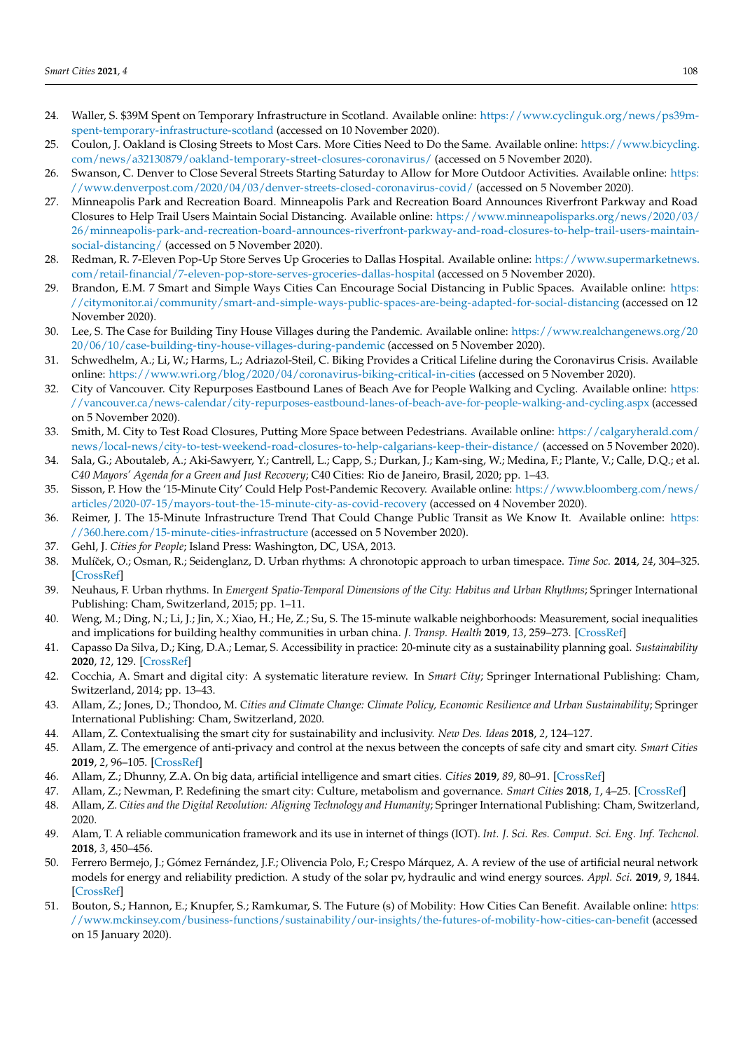24. Waller, S. $39M Spent on Temporary Infrastructure in Scotland. Available online: https://www.cyclinguk.org/news/ps39m-spent-temporary-infrastructure-scotland (accessed on 10 November 2020).
25. Coulon, J. Oakland is Closing Streets to Most Cars. More Cities Need to Do the Same. Available online: https://www.bicycling.com/news/a32130879/oakland-temporary-street-closures-coronavirus/ (accessed on 5 November 2020).
26. Swanson, C. Denver to Close Several Streets Starting Saturday to Allow for More Outdoor Activities. Available online: https://www.denverpost.com/2020/04/03/denver-streets-closed-coronavirus-covid/ (accessed on 5 November 2020).
27. Minneapolis Park and Recreation Board. Minneapolis Park and Recreation Board Announces Riverfront Parkway and Road Closures to Help Trail Users Maintain Social Distancing. Available online: https://www.minneapolisparks.org/news/2020/03/26/minneapolis-park-and-recreation-board-announces-riverfront-parkway-and-road-closures-to-help-trail-users-maintain-social-distancing/ (accessed on 5 November 2020).
28. Redman, R. 7-Eleven Pop-Up Store Serves Up Groceries to Dallas Hospital. Available online: https://www.supermarketnews.com/retail-financial/7-eleven-pop-store-serves-groceries-dallas-hospital (accessed on 5 November 2020).
29. Brandon, E.M. 7 Smart and Simple Ways Cities Can Encourage Social Distancing in Public Spaces. Available online: https://citymonitor.ai/community/smart-and-simple-ways-public-spaces-are-being-adapted-for-social-distancing (accessed on 12 November 2020).
30. Lee, S. The Case for Building Tiny House Villages during the Pandemic. Available online: https://www.realchangenews.org/2020/06/10/case-building-tiny-house-villages-during-pandemic (accessed on 5 November 2020).
31. Schwedhelm, A.; Li, W.; Harms, L.; Adriazol-Steil, C. Biking Provides a Critical Lifeline during the Coronavirus Crisis. Available online: https://www.wri.org/blog/2020/04/coronavirus-biking-critical-in-cities (accessed on 5 November 2020).
32. City of Vancouver. City Repurposes Eastbound Lanes of Beach Ave for People Walking and Cycling. Available online: https://vancouver.ca/news-calendar/city-repurposes-eastbound-lanes-of-beach-ave-for-people-walking-and-cycling.aspx (accessed on 5 November 2020).
33. Smith, M. City to Test Road Closures, Putting More Space between Pedestrians. Available online: https://calgaryherald.com/news/local-news/city-to-test-weekend-road-closures-to-help-calgarians-keep-their-distance/ (accessed on 5 November 2020).
34. Sala, G.; Aboutaleb, A.; Aki-Sawyerr, Y.; Cantrell, L.; Capp, S.; Durkan, J.; Kam-sing, W.; Medina, F.; Plante, V.; Calle, D.Q.; et al. *C40 Mayors' Agenda for a Green and Just Recovery*; C40 Cities: Rio de Janeiro, Brasil, 2020; pp. 1–43.
35. Sisson, P. How the '15-Minute City' Could Help Post-Pandemic Recovery. Available online: https://www.bloomberg.com/news/articles/2020-07-15/mayors-tout-the-15-minute-city-as-covid-recovery (accessed on 4 November 2020).
36. Reimer, J. The 15-Minute Infrastructure Trend That Could Change Public Transit as We Know It. Available online: https://360.here.com/15-minute-cities-infrastructure (accessed on 5 November 2020).
37. Gehl, J. *Cities for People*; Island Press: Washington, DC, USA, 2013.
38. Mulíček, O.; Osman, R.; Seidenglanz, D. Urban rhythms: A chronotopic approach to urban timespace. *Time Soc.* **2014**, *24*, 304–325. [CrossRef]
39. Neuhaus, F. Urban rhythms. In *Emergent Spatio-Temporal Dimensions of the City: Habitus and Urban Rhythms*; Springer International Publishing: Cham, Switzerland, 2015; pp. 1–11.
40. Weng, M.; Ding, N.; Li, J.; Jin, X.; Xiao, H.; He, Z.; Su, S. The 15-minute walkable neighborhoods: Measurement, social inequalities and implications for building healthy communities in urban china. *J. Transp. Health* **2019**, *13*, 259–273. [CrossRef]
41. Capasso Da Silva, D.; King, D.A.; Lemar, S. Accessibility in practice: 20-minute city as a sustainability planning goal. *Sustainability* **2020**, *12*, 129. [CrossRef]
42. Cocchia, A. Smart and digital city: A systematic literature review. In *Smart City*; Springer International Publishing: Cham, Switzerland, 2014; pp. 13–43.
43. Allam, Z.; Jones, D.; Thondoo, M. *Cities and Climate Change: Climate Policy, Economic Resilience and Urban Sustainability*; Springer International Publishing: Cham, Switzerland, 2020.
44. Allam, Z. Contextualising the smart city for sustainability and inclusivity. *New Des. Ideas* **2018**, *2*, 124–127.
45. Allam, Z. The emergence of anti-privacy and control at the nexus between the concepts of safe city and smart city. *Smart Cities* **2019**, *2*, 96–105. [CrossRef]
46. Allam, Z.; Dhunny, Z.A. On big data, artificial intelligence and smart cities. *Cities* **2019**, *89*, 80–91. [CrossRef]
47. Allam, Z.; Newman, P. Redefining the smart city: Culture, metabolism and governance. *Smart Cities* **2018**, *1*, 4–25. [CrossRef]
48. Allam, Z. *Cities and the Digital Revolution: Aligning Technology and Humanity*; Springer International Publishing: Cham, Switzerland, 2020.
49. Alam, T. A reliable communication framework and its use in internet of things (IOT). *Int. J. Sci. Res. Comput. Sci. Eng. Inf. Techcnol.* **2018**, *3*, 450–456.
50. Ferrero Bermejo, J.; Gómez Fernández, J.F.; Olivencia Polo, F.; Crespo Márquez, A. A review of the use of artificial neural network models for energy and reliability prediction. A study of the solar pv, hydraulic and wind energy sources. *Appl. Sci.* **2019**, *9*, 1844. [CrossRef]
51. Bouton, S.; Hannon, E.; Knupfer, S.; Ramkumar, S. The Future (s) of Mobility: How Cities Can Benefit. Available online: https://www.mckinsey.com/business-functions/sustainability/our-insights/the-futures-of-mobility-how-cities-can-benefit (accessed on 15 January 2020).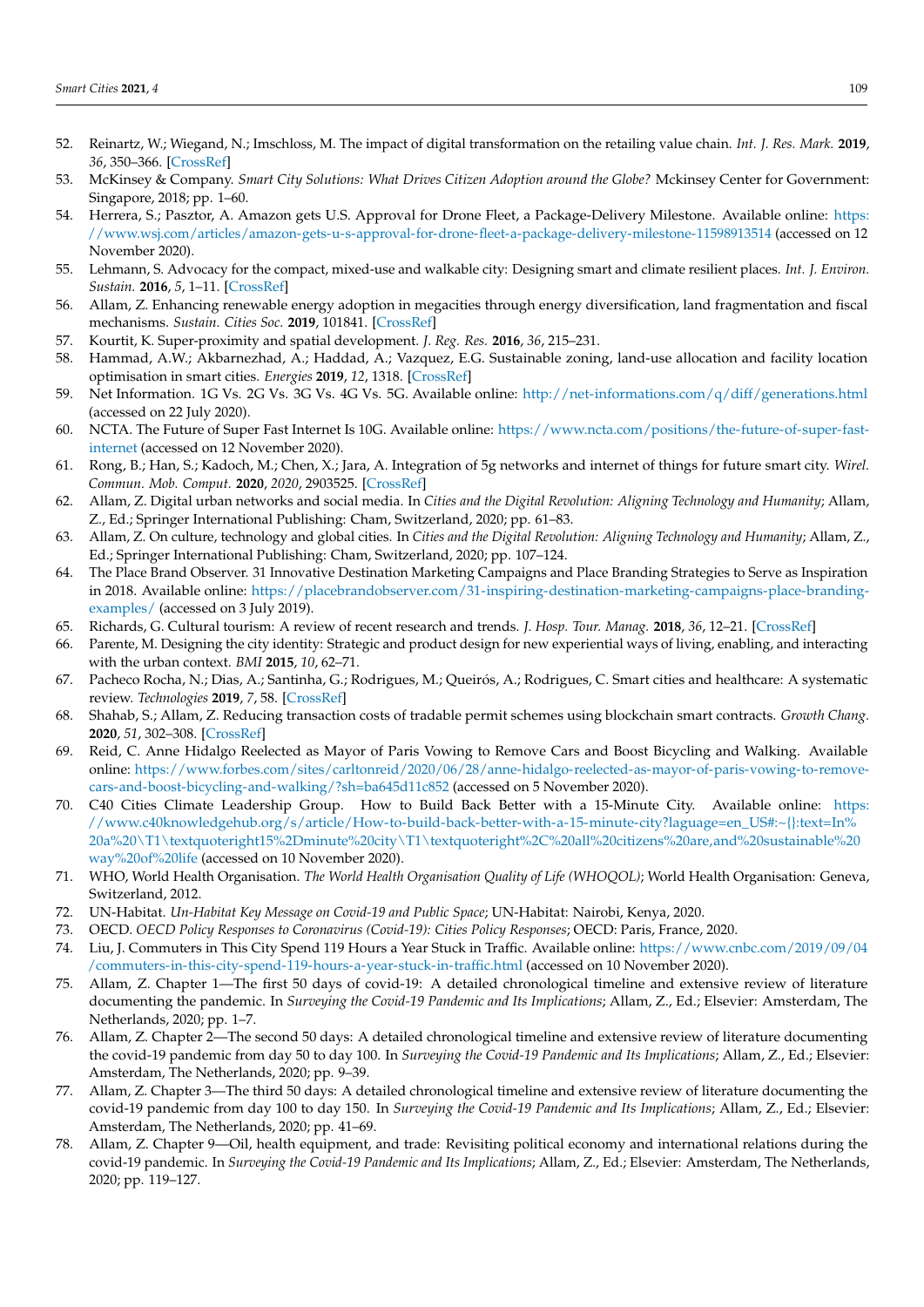52. Reinartz, W.; Wiegand, N.; Imschloss, M. The impact of digital transformation on the retailing value chain. *Int. J. Res. Mark.* **2019**, *36*, 350–366. [CrossRef]
53. McKinsey & Company. *Smart City Solutions: What Drives Citizen Adoption around the Globe?* Mckinsey Center for Government: Singapore, 2018; pp. 1–60.
54. Herrera, S.; Pasztor, A. Amazon gets U.S. Approval for Drone Fleet, a Package-Delivery Milestone. Available online: https://www.wsj.com/articles/amazon-gets-u-s-approval-for-drone-fleet-a-package-delivery-milestone-11598913514 (accessed on 12 November 2020).
55. Lehmann, S. Advocacy for the compact, mixed-use and walkable city: Designing smart and climate resilient places. *Int. J. Environ. Sustain.* **2016**, *5*, 1–11. [CrossRef]
56. Allam, Z. Enhancing renewable energy adoption in megacities through energy diversification, land fragmentation and fiscal mechanisms. *Sustain. Cities Soc.* **2019**, 101841. [CrossRef]
57. Kourtit, K. Super-proximity and spatial development. *J. Reg. Res.* **2016**, *36*, 215–231.
58. Hammad, A.W.; Akbarnezhad, A.; Haddad, A.; Vazquez, E.G. Sustainable zoning, land-use allocation and facility location optimisation in smart cities. *Energies* **2019**, *12*, 1318. [CrossRef]
59. Net Information. 1G Vs. 2G Vs. 3G Vs. 4G Vs. 5G. Available online: http://net-informations.com/q/diff/generations.html (accessed on 22 July 2020).
60. NCTA. The Future of Super Fast Internet Is 10G. Available online: https://www.ncta.com/positions/the-future-of-super-fast-internet (accessed on 12 November 2020).
61. Rong, B.; Han, S.; Kadoch, M.; Chen, X.; Jara, A. Integration of 5g networks and internet of things for future smart city. *Wirel. Commun. Mob. Comput.* **2020**, *2020*, 2903525. [CrossRef]
62. Allam, Z. Digital urban networks and social media. In *Cities and the Digital Revolution: Aligning Technology and Humanity*; Allam, Z., Ed.; Springer International Publishing: Cham, Switzerland, 2020; pp. 61–83.
63. Allam, Z. On culture, technology and global cities. In *Cities and the Digital Revolution: Aligning Technology and Humanity*; Allam, Z., Ed.; Springer International Publishing: Cham, Switzerland, 2020; pp. 107–124.
64. The Place Brand Observer. 31 Innovative Destination Marketing Campaigns and Place Branding Strategies to Serve as Inspiration in 2018. Available online: https://placebrandobserver.com/31-inspiring-destination-marketing-campaigns-place-branding-examples/ (accessed on 3 July 2019).
65. Richards, G. Cultural tourism: A review of recent research and trends. *J. Hosp. Tour. Manag.* **2018**, *36*, 12–21. [CrossRef]
66. Parente, M. Designing the city identity: Strategic and product design for new experiential ways of living, enabling, and interacting with the urban context. *BMI* **2015**, *10*, 62–71.
67. Pacheco Rocha, N.; Dias, A.; Santinha, G.; Rodrigues, M.; Queirós, A.; Rodrigues, C. Smart cities and healthcare: A systematic review. *Technologies* **2019**, *7*, 58. [CrossRef]
68. Shahab, S.; Allam, Z. Reducing transaction costs of tradable permit schemes using blockchain smart contracts. *Growth Chang.* **2020**, *51*, 302–308. [CrossRef]
69. Reid, C. Anne Hidalgo Reelected as Mayor of Paris Vowing to Remove Cars and Boost Bicycling and Walking. Available online: https://www.forbes.com/sites/carltonreid/2020/06/28/anne-hidalgo-reelected-as-mayor-of-paris-vowing-to-remove-cars-and-boost-bicycling-and-walking/?sh=ba645d11c852 (accessed on 5 November 2020).
70. C40 Cities Climate Leadership Group. How to Build Back Better with a 15-Minute City. Available online: https://www.c40knowledgehub.org/s/article/How-to-build-back-better-with-a-15-minute-city?laguage=en_US#:~{}:text=In%20a%20\T1\textquoteright15%2Dminute%20city\T1\textquoteright%2C%20all%20citizens%20are,and%20sustainable%20way%20of%20life (accessed on 10 November 2020).
71. WHO, World Health Organisation. *The World Health Organisation Quality of Life (WHOQOL)*; World Health Organisation: Geneva, Switzerland, 2012.
72. UN-Habitat. *Un-Habitat Key Message on Covid-19 and Public Space*; UN-Habitat: Nairobi, Kenya, 2020.
73. OECD. *OECD Policy Responses to Coronavirus (Covid-19): Cities Policy Responses*; OECD: Paris, France, 2020.
74. Liu, J. Commuters in This City Spend 119 Hours a Year Stuck in Traffic. Available online: https://www.cnbc.com/2019/09/04/commuters-in-this-city-spend-119-hours-a-year-stuck-in-traffic.html (accessed on 10 November 2020).
75. Allam, Z. Chapter 1—The first 50 days of covid-19: A detailed chronological timeline and extensive review of literature documenting the pandemic. In *Surveying the Covid-19 Pandemic and Its Implications*; Allam, Z., Ed.; Elsevier: Amsterdam, The Netherlands, 2020; pp. 1–7.
76. Allam, Z. Chapter 2—The second 50 days: A detailed chronological timeline and extensive review of literature documenting the covid-19 pandemic from day 50 to day 100. In *Surveying the Covid-19 Pandemic and Its Implications*; Allam, Z., Ed.; Elsevier: Amsterdam, The Netherlands, 2020; pp. 9–39.
77. Allam, Z. Chapter 3—The third 50 days: A detailed chronological timeline and extensive review of literature documenting the covid-19 pandemic from day 100 to day 150. In *Surveying the Covid-19 Pandemic and Its Implications*; Allam, Z., Ed.; Elsevier: Amsterdam, The Netherlands, 2020; pp. 41–69.
78. Allam, Z. Chapter 9—Oil, health equipment, and trade: Revisiting political economy and international relations during the covid-19 pandemic. In *Surveying the Covid-19 Pandemic and Its Implications*; Allam, Z., Ed.; Elsevier: Amsterdam, The Netherlands, 2020; pp. 119–127.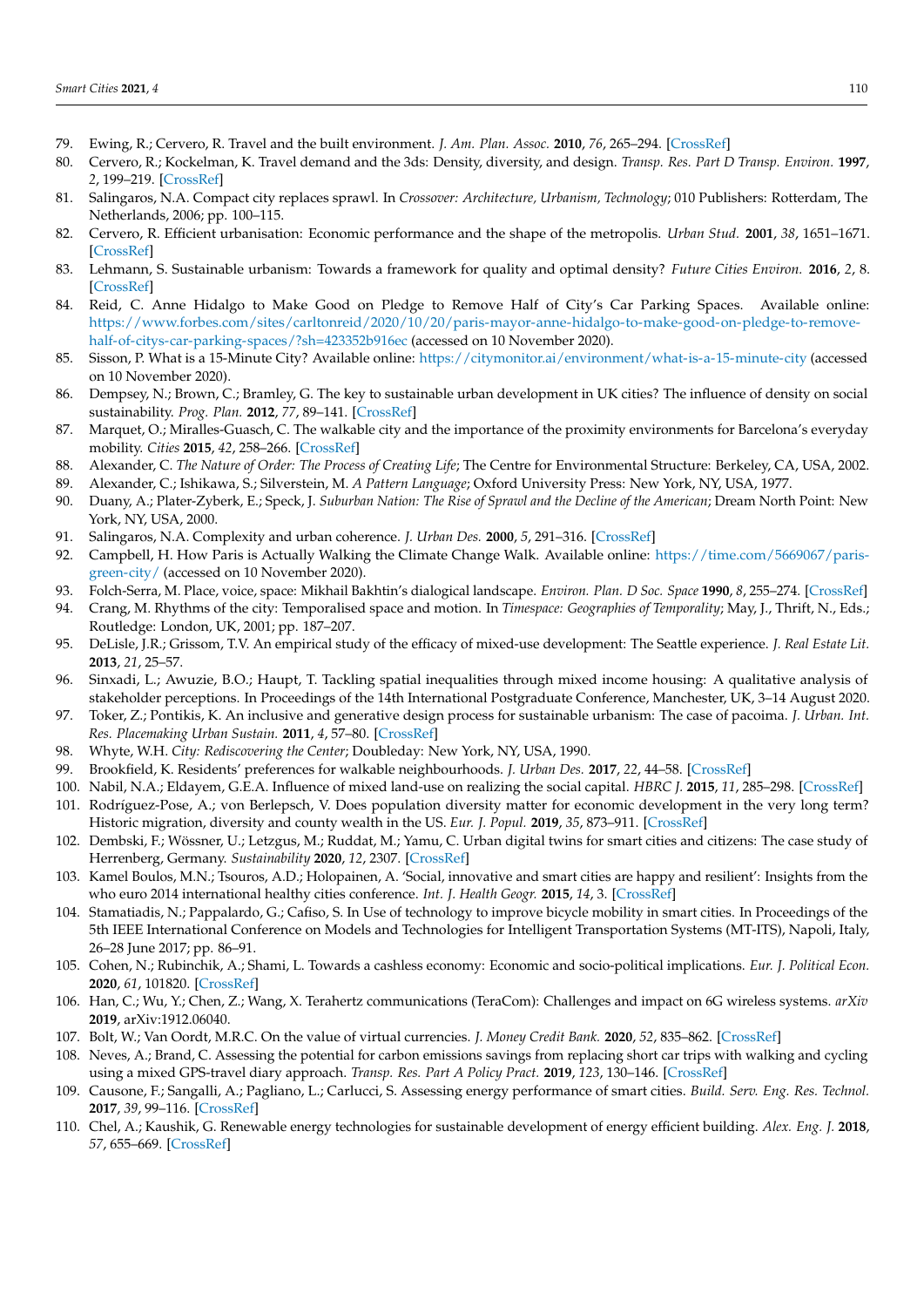79. Ewing, R.; Cervero, R. Travel and the built environment. *J. Am. Plan. Assoc.* **2010**, *76*, 265–294. [CrossRef]
80. Cervero, R.; Kockelman, K. Travel demand and the 3ds: Density, diversity, and design. *Transp. Res. Part D Transp. Environ.* **1997**, *2*, 199–219. [CrossRef]
81. Salingaros, N.A. Compact city replaces sprawl. In *Crossover: Architecture, Urbanism, Technology*; 010 Publishers: Rotterdam, The Netherlands, 2006; pp. 100–115.
82. Cervero, R. Efficient urbanisation: Economic performance and the shape of the metropolis. *Urban Stud.* **2001**, *38*, 1651–1671. [CrossRef]
83. Lehmann, S. Sustainable urbanism: Towards a framework for quality and optimal density? *Future Cities Environ.* **2016**, *2*, 8. [CrossRef]
84. Reid, C. Anne Hidalgo to Make Good on Pledge to Remove Half of City's Car Parking Spaces. Available online: https://www.forbes.com/sites/carltonreid/2020/10/20/paris-mayor-anne-hidalgo-to-make-good-on-pledge-to-remove-half-of-citys-car-parking-spaces/?sh=423352b916ec (accessed on 10 November 2020).
85. Sisson, P. What is a 15-Minute City? Available online: https://citymonitor.ai/environment/what-is-a-15-minute-city (accessed on 10 November 2020).
86. Dempsey, N.; Brown, C.; Bramley, G. The key to sustainable urban development in UK cities? The influence of density on social sustainability. *Prog. Plan.* **2012**, *77*, 89–141. [CrossRef]
87. Marquet, O.; Miralles-Guasch, C. The walkable city and the importance of the proximity environments for Barcelona's everyday mobility. *Cities* **2015**, *42*, 258–266. [CrossRef]
88. Alexander, C. *The Nature of Order: The Process of Creating Life*; The Centre for Environmental Structure: Berkeley, CA, USA, 2002.
89. Alexander, C.; Ishikawa, S.; Silverstein, M. *A Pattern Language*; Oxford University Press: New York, NY, USA, 1977.
90. Duany, A.; Plater-Zyberk, E.; Speck, J. *Suburban Nation: The Rise of Sprawl and the Decline of the American*; Dream North Point: New York, NY, USA, 2000.
91. Salingaros, N.A. Complexity and urban coherence. *J. Urban Des.* **2000**, *5*, 291–316. [CrossRef]
92. Campbell, H. How Paris is Actually Walking the Climate Change Walk. Available online: https://time.com/5669067/paris-green-city/ (accessed on 10 November 2020).
93. Folch-Serra, M. Place, voice, space: Mikhail Bakhtin's dialogical landscape. *Environ. Plan. D Soc. Space* **1990**, *8*, 255–274. [CrossRef]
94. Crang, M. Rhythms of the city: Temporalised space and motion. In *Timespace: Geographies of Temporality*; May, J., Thrift, N., Eds.; Routledge: London, UK, 2001; pp. 187–207.
95. DeLisle, J.R.; Grissom, T.V. An empirical study of the efficacy of mixed-use development: The Seattle experience. *J. Real Estate Lit.* **2013**, *21*, 25–57.
96. Sinxadi, L.; Awuzie, B.O.; Haupt, T. Tackling spatial inequalities through mixed income housing: A qualitative analysis of stakeholder perceptions. In Proceedings of the 14th International Postgraduate Conference, Manchester, UK, 3–14 August 2020.
97. Toker, Z.; Pontikis, K. An inclusive and generative design process for sustainable urbanism: The case of pacoima. *J. Urban. Int. Res. Placemaking Urban Sustain.* **2011**, *4*, 57–80. [CrossRef]
98. Whyte, W.H. *City: Rediscovering the Center*; Doubleday: New York, NY, USA, 1990.
99. Brookfield, K. Residents' preferences for walkable neighbourhoods. *J. Urban Des.* **2017**, *22*, 44–58. [CrossRef]
100. Nabil, N.A.; Eldayem, G.E.A. Influence of mixed land-use on realizing the social capital. *HBRC J.* **2015**, *11*, 285–298. [CrossRef]
101. Rodríguez-Pose, A.; von Berlepsch, V. Does population diversity matter for economic development in the very long term? Historic migration, diversity and county wealth in the US. *Eur. J. Popul.* **2019**, *35*, 873–911. [CrossRef]
102. Dembski, F.; Wössner, U.; Letzgus, M.; Ruddat, M.; Yamu, C. Urban digital twins for smart cities and citizens: The case study of Herrenberg, Germany. *Sustainability* **2020**, *12*, 2307. [CrossRef]
103. Kamel Boulos, M.N.; Tsouros, A.D.; Holopainen, A. 'Social, innovative and smart cities are happy and resilient': Insights from the who euro 2014 international healthy cities conference. *Int. J. Health Geogr.* **2015**, *14*, 3. [CrossRef]
104. Stamatiadis, N.; Pappalardo, G.; Cafiso, S. In Use of technology to improve bicycle mobility in smart cities. In Proceedings of the 5th IEEE International Conference on Models and Technologies for Intelligent Transportation Systems (MT-ITS), Napoli, Italy, 26–28 June 2017; pp. 86–91.
105. Cohen, N.; Rubinchik, A.; Shami, L. Towards a cashless economy: Economic and socio-political implications. *Eur. J. Political Econ.* **2020**, *61*, 101820. [CrossRef]
106. Han, C.; Wu, Y.; Chen, Z.; Wang, X. Terahertz communications (TeraCom): Challenges and impact on 6G wireless systems. *arXiv* **2019**, arXiv:1912.06040.
107. Bolt, W.; Van Oordt, M.R.C. On the value of virtual currencies. *J. Money Credit Bank.* **2020**, *52*, 835–862. [CrossRef]
108. Neves, A.; Brand, C. Assessing the potential for carbon emissions savings from replacing short car trips with walking and cycling using a mixed GPS-travel diary approach. *Transp. Res. Part A Policy Pract.* **2019**, *123*, 130–146. [CrossRef]
109. Causone, F.; Sangalli, A.; Pagliano, L.; Carlucci, S. Assessing energy performance of smart cities. *Build. Serv. Eng. Res. Technol.* **2017**, *39*, 99–116. [CrossRef]
110. Chel, A.; Kaushik, G. Renewable energy technologies for sustainable development of energy efficient building. *Alex. Eng. J.* **2018**, *57*, 655–669. [CrossRef]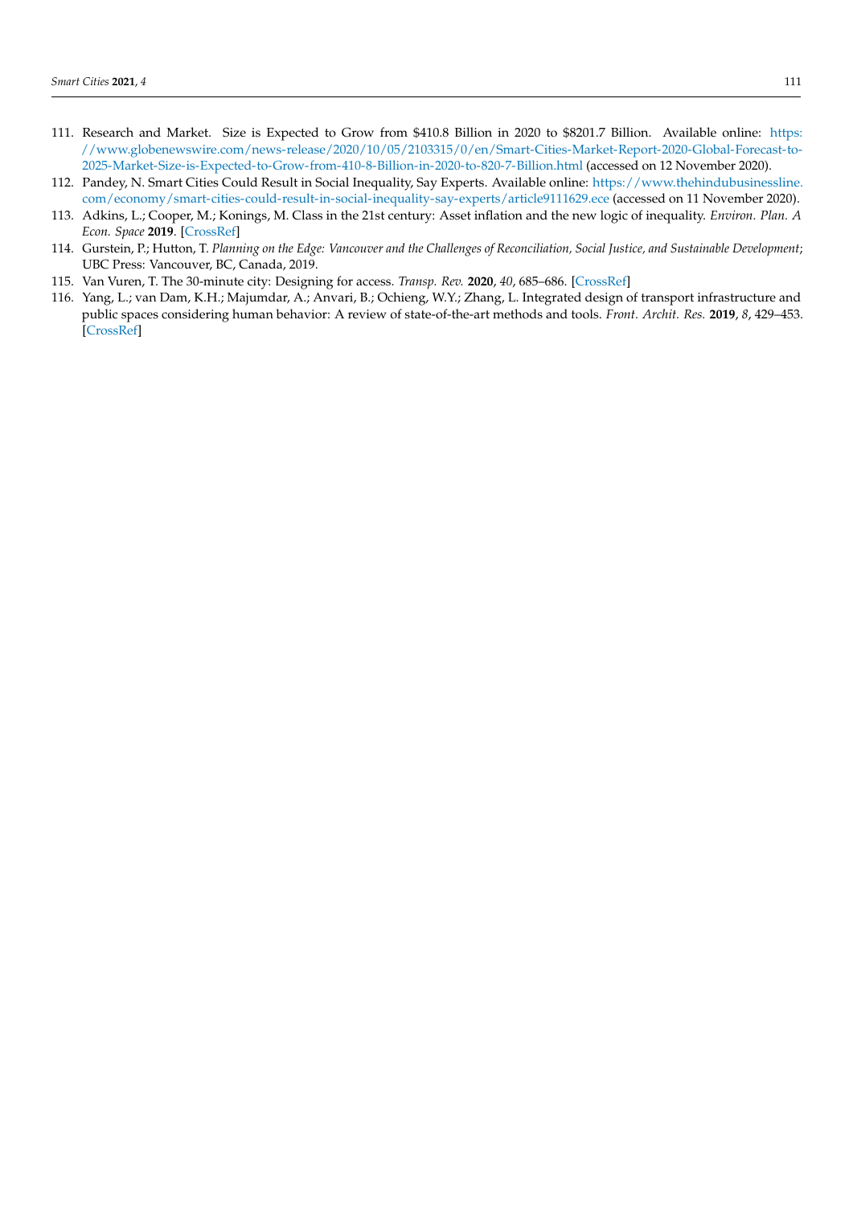111. Research and Market. Size is Expected to Grow from $410.8 Billion in 2020 to $8201.7 Billion. Available online: https://www.globenewswire.com/news-release/2020/10/05/2103315/0/en/Smart-Cities-Market-Report-2020-Global-Forecast-to-2025-Market-Size-is-Expected-to-Grow-from-410-8-Billion-in-2020-to-820-7-Billion.html (accessed on 12 November 2020).
112. Pandey, N. Smart Cities Could Result in Social Inequality, Say Experts. Available online: https://www.thehindubusinessline.com/economy/smart-cities-could-result-in-social-inequality-say-experts/article9111629.ece (accessed on 11 November 2020).
113. Adkins, L.; Cooper, M.; Konings, M. Class in the 21st century: Asset inflation and the new logic of inequality. *Environ. Plan. A Econ. Space* **2019**. [CrossRef]
114. Gurstein, P.; Hutton, T. *Planning on the Edge: Vancouver and the Challenges of Reconciliation, Social Justice, and Sustainable Development*; UBC Press: Vancouver, BC, Canada, 2019.
115. Van Vuren, T. The 30-minute city: Designing for access. *Transp. Rev.* **2020**, *40*, 685–686. [CrossRef]
116. Yang, L.; van Dam, K.H.; Majumdar, A.; Anvari, B.; Ochieng, W.Y.; Zhang, L. Integrated design of transport infrastructure and public spaces considering human behavior: A review of state-of-the-art methods and tools. *Front. Archit. Res.* **2019**, *8*, 429–453. [CrossRef]